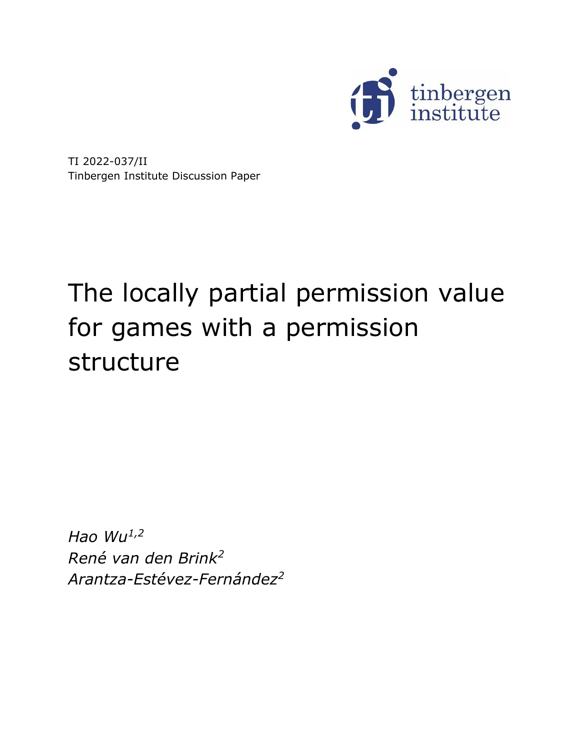TI 2022-037/II
Tinbergen Institute Discussion Paper

# The locally partial permission value for games with a permission structure

*Hao Wu*[1,2]
*René van den Brink*[2]
*Arantza-Estévez-Fernández*[2]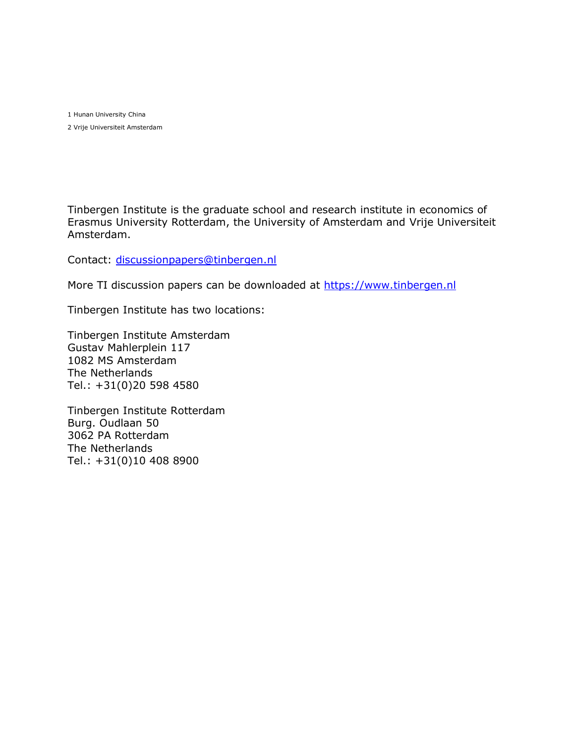1 Hunan University China

2 Vrije Universiteit Amsterdam

Tinbergen Institute is the graduate school and research institute in economics of Erasmus University Rotterdam, the University of Amsterdam and Vrije Universiteit Amsterdam.

Contact: discussionpapers@tinbergen.nl

More TI discussion papers can be downloaded at https://www.tinbergen.nl

Tinbergen Institute has two locations:

Tinbergen Institute Amsterdam
Gustav Mahlerplein 117
1082 MS Amsterdam
The Netherlands
Tel.: +31(0)20 598 4580

Tinbergen Institute Rotterdam
Burg. Oudlaan 50
3062 PA Rotterdam
The Netherlands
Tel.: +31(0)10 408 8900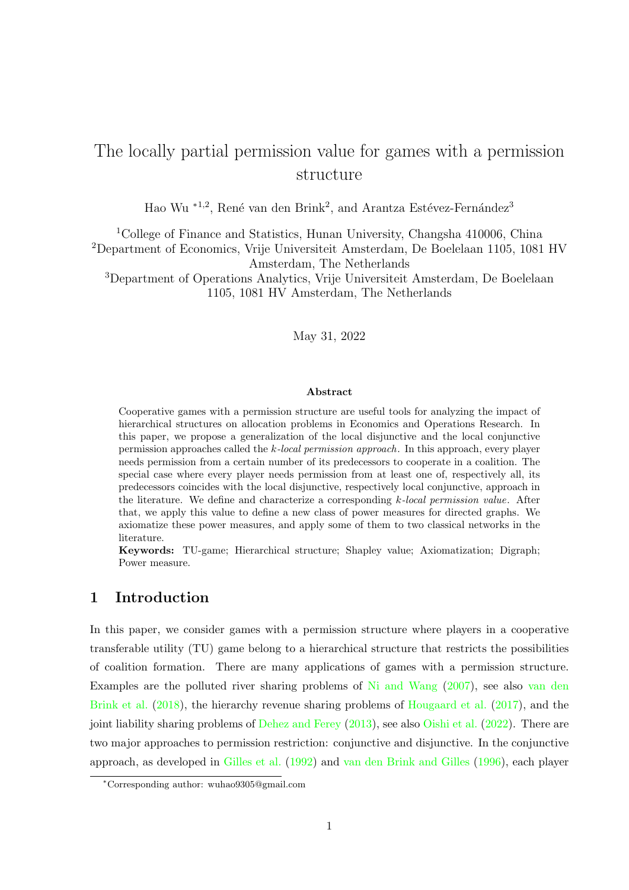# The locally partial permission value for games with a permission structure

Hao Wu [*1,2], René van den Brink[2], and Arantza Estévez-Fernández[3]

[1]College of Finance and Statistics, Hunan University, Changsha 410006, China
[2]Department of Economics, Vrije Universiteit Amsterdam, De Boelelaan 1105, 1081 HV Amsterdam, The Netherlands
[3]Department of Operations Analytics, Vrije Universiteit Amsterdam, De Boelelaan 1105, 1081 HV Amsterdam, The Netherlands

May 31, 2022

**Abstract**

Cooperative games with a permission structure are useful tools for analyzing the impact of hierarchical structures on allocation problems in Economics and Operations Research. In this paper, we propose a generalization of the local disjunctive and the local conjunctive permission approaches called the *k-local permission approach*. In this approach, every player needs permission from a certain number of its predecessors to cooperate in a coalition. The special case where every player needs permission from at least one of, respectively all, its predecessors coincides with the local disjunctive, respectively local conjunctive, approach in the literature. We define and characterize a corresponding *k-local permission value*. After that, we apply this value to define a new class of power measures for directed graphs. We axiomatize these power measures, and apply some of them to two classical networks in the literature.

**Keywords:** TU-game; Hierarchical structure; Shapley value; Axiomatization; Digraph; Power measure.

## 1 Introduction

In this paper, we consider games with a permission structure where players in a cooperative transferable utility (TU) game belong to a hierarchical structure that restricts the possibilities of coalition formation. There are many applications of games with a permission structure. Examples are the polluted river sharing problems of Ni and Wang (2007), see also van den Brink et al. (2018), the hierarchy revenue sharing problems of Hougaard et al. (2017), and the joint liability sharing problems of Dehez and Ferey (2013), see also Oishi et al. (2022). There are two major approaches to permission restriction: conjunctive and disjunctive. In the conjunctive approach, as developed in Gilles et al. (1992) and van den Brink and Gilles (1996), each player

*Corresponding author: wuhao9305@gmail.com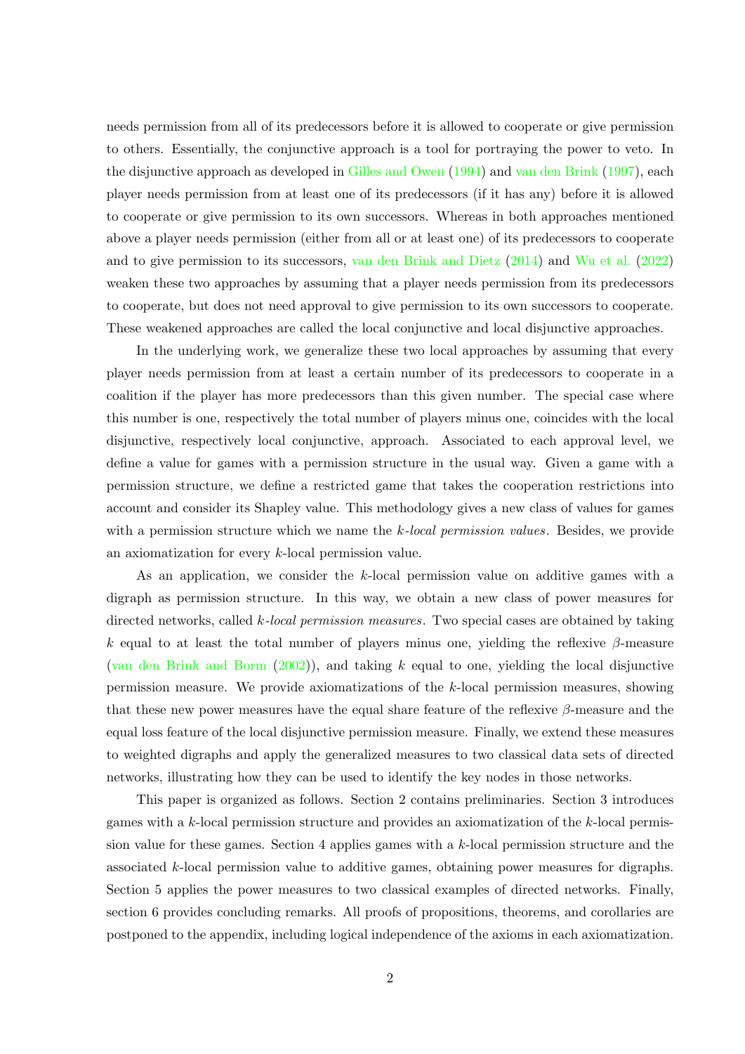needs permission from all of its predecessors before it is allowed to cooperate or give permission to others. Essentially, the conjunctive approach is a tool for portraying the power to veto. In the disjunctive approach as developed in Gilles and Owen (1994) and van den Brink (1997), each player needs permission from at least one of its predecessors (if it has any) before it is allowed to cooperate or give permission to its own successors. Whereas in both approaches mentioned above a player needs permission (either from all or at least one) of its predecessors to cooperate and to give permission to its successors, van den Brink and Dietz (2014) and Wu et al. (2022) weaken these two approaches by assuming that a player needs permission from its predecessors to cooperate, but does not need approval to give permission to its own successors to cooperate. These weakened approaches are called the local conjunctive and local disjunctive approaches.

In the underlying work, we generalize these two local approaches by assuming that every player needs permission from at least a certain number of its predecessors to cooperate in a coalition if the player has more predecessors than this given number. The special case where this number is one, respectively the total number of players minus one, coincides with the local disjunctive, respectively local conjunctive, approach. Associated to each approval level, we define a value for games with a permission structure in the usual way. Given a game with a permission structure, we define a restricted game that takes the cooperation restrictions into account and consider its Shapley value. This methodology gives a new class of values for games with a permission structure which we name the *k-local permission values*. Besides, we provide an axiomatization for every $k$-local permission value.

As an application, we consider the $k$-local permission value on additive games with a digraph as permission structure. In this way, we obtain a new class of power measures for directed networks, called *k-local permission measures*. Two special cases are obtained by taking $k$ equal to at least the total number of players minus one, yielding the reflexive $\beta$-measure (van den Brink and Borm (2002)), and taking $k$ equal to one, yielding the local disjunctive permission measure. We provide axiomatizations of the $k$-local permission measures, showing that these new power measures have the equal share feature of the reflexive $\beta$-measure and the equal loss feature of the local disjunctive permission measure. Finally, we extend these measures to weighted digraphs and apply the generalized measures to two classical data sets of directed networks, illustrating how they can be used to identify the key nodes in those networks.

This paper is organized as follows. Section 2 contains preliminaries. Section 3 introduces games with a $k$-local permission structure and provides an axiomatization of the $k$-local permission value for these games. Section 4 applies games with a $k$-local permission structure and the associated $k$-local permission value to additive games, obtaining power measures for digraphs. Section 5 applies the power measures to two classical examples of directed networks. Finally, section 6 provides concluding remarks. All proofs of propositions, theorems, and corollaries are postponed to the appendix, including logical independence of the axioms in each axiomatization.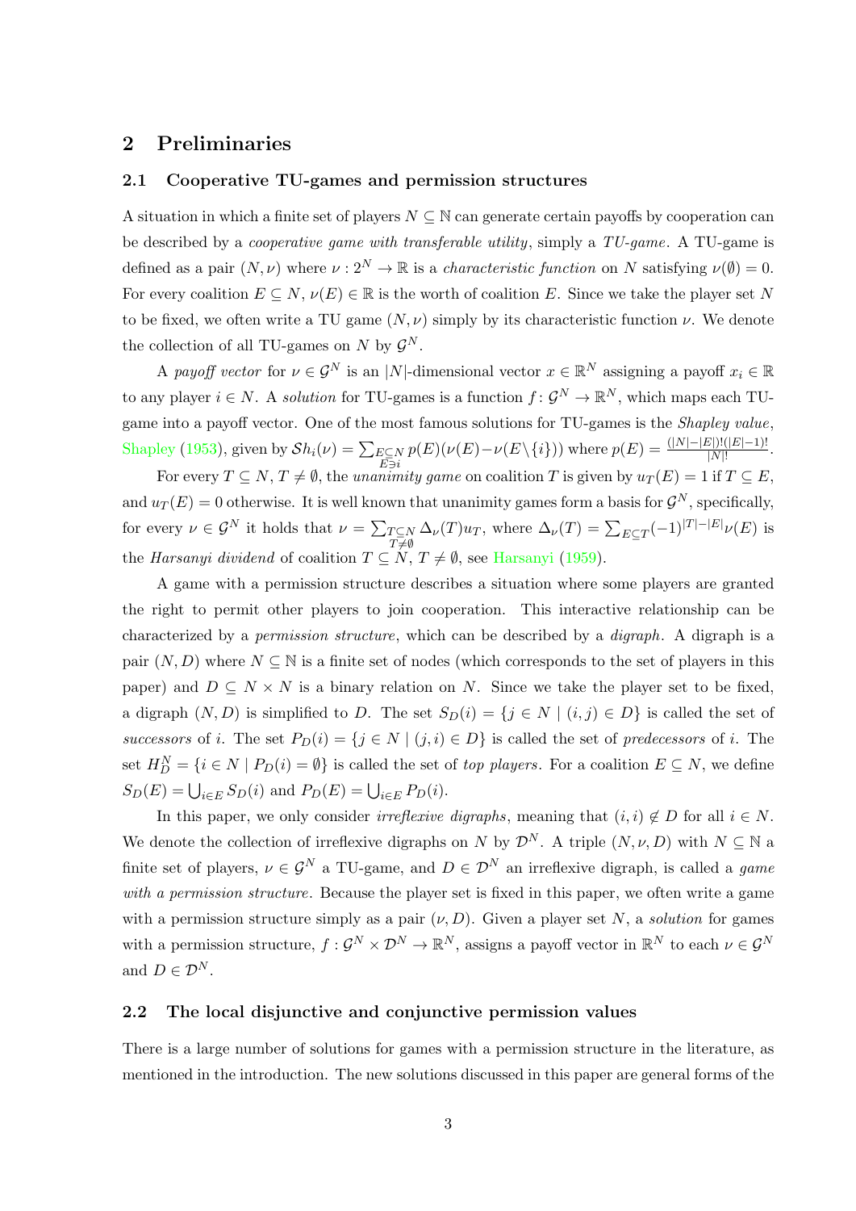## 2 Preliminaries

### 2.1 Cooperative TU-games and permission structures

A situation in which a finite set of players $N \subseteq \mathbb{N}$ can generate certain payoffs by cooperation can be described by a *cooperative game with transferable utility*, simply a *TU-game*. A TU-game is defined as a pair $(N, \nu)$ where $\nu : 2^N \to \mathbb{R}$ is a *characteristic function* on $N$ satisfying $\nu(\emptyset) = 0$. For every coalition $E \subseteq N$, $\nu(E) \in \mathbb{R}$ is the worth of coalition $E$. Since we take the player set $N$ to be fixed, we often write a TU game $(N, \nu)$ simply by its characteristic function $\nu$. We denote the collection of all TU-games on $N$ by $\mathcal{G}^N$.

A *payoff vector* for $\nu \in \mathcal{G}^N$ is an $|N|$-dimensional vector $x \in \mathbb{R}^N$ assigning a payoff $x_i \in \mathbb{R}$ to any player $i \in N$. A *solution* for TU-games is a function $f : \mathcal{G}^N \to \mathbb{R}^N$, which maps each TU-game into a payoff vector. One of the most famous solutions for TU-games is the *Shapley value*, Shapley (1953), given by $\mathcal{S}h_i(\nu) = \sum_{\substack{E \subseteq N \\ E \ni i}} p(E)(\nu(E) - \nu(E \setminus \{i\}))$ where $p(E) = \frac{(|N|-|E|)!(|E|-1)!}{|N|!}$.

For every $T \subseteq N$, $T \neq \emptyset$, the *unanimity game* on coalition $T$ is given by $u_T(E) = 1$ if $T \subseteq E$, and $u_T(E) = 0$ otherwise. It is well known that unanimity games form a basis for $\mathcal{G}^N$, specifically, for every $\nu \in \mathcal{G}^N$ it holds that $\nu = \sum_{\substack{T \subseteq N \\ T \neq \emptyset}} \Delta_\nu(T) u_T$, where $\Delta_\nu(T) = \sum_{E \subseteq T} (-1)^{|T|-|E|} \nu(E)$ is the *Harsanyi dividend* of coalition $T \subseteq N$, $T \neq \emptyset$, see Harsanyi (1959).

A game with a permission structure describes a situation where some players are granted the right to permit other players to join cooperation. This interactive relationship can be characterized by a *permission structure*, which can be described by a *digraph*. A digraph is a pair $(N, D)$ where $N \subseteq \mathbb{N}$ is a finite set of nodes (which corresponds to the set of players in this paper) and $D \subseteq N \times N$ is a binary relation on $N$. Since we take the player set to be fixed, a digraph $(N, D)$ is simplified to $D$. The set $S_D(i) = \{j \in N \mid (i, j) \in D\}$ is called the set of *successors* of $i$. The set $P_D(i) = \{j \in N \mid (j, i) \in D\}$ is called the set of *predecessors* of $i$. The set $H_D^N = \{i \in N \mid P_D(i) = \emptyset\}$ is called the set of *top players*. For a coalition $E \subseteq N$, we define $S_D(E) = \bigcup_{i \in E} S_D(i)$ and $P_D(E) = \bigcup_{i \in E} P_D(i)$.

In this paper, we only consider *irreflexive digraphs*, meaning that $(i, i) \notin D$ for all $i \in N$. We denote the collection of irreflexive digraphs on $N$ by $\mathcal{D}^N$. A triple $(N, \nu, D)$ with $N \subseteq \mathbb{N}$ a finite set of players, $\nu \in \mathcal{G}^N$ a TU-game, and $D \in \mathcal{D}^N$ an irreflexive digraph, is called a *game with a permission structure*. Because the player set is fixed in this paper, we often write a game with a permission structure simply as a pair $(\nu, D)$. Given a player set $N$, a *solution* for games with a permission structure, $f : \mathcal{G}^N \times \mathcal{D}^N \to \mathbb{R}^N$, assigns a payoff vector in $\mathbb{R}^N$ to each $\nu \in \mathcal{G}^N$ and $D \in \mathcal{D}^N$.

### 2.2 The local disjunctive and conjunctive permission values

There is a large number of solutions for games with a permission structure in the literature, as mentioned in the introduction. The new solutions discussed in this paper are general forms of the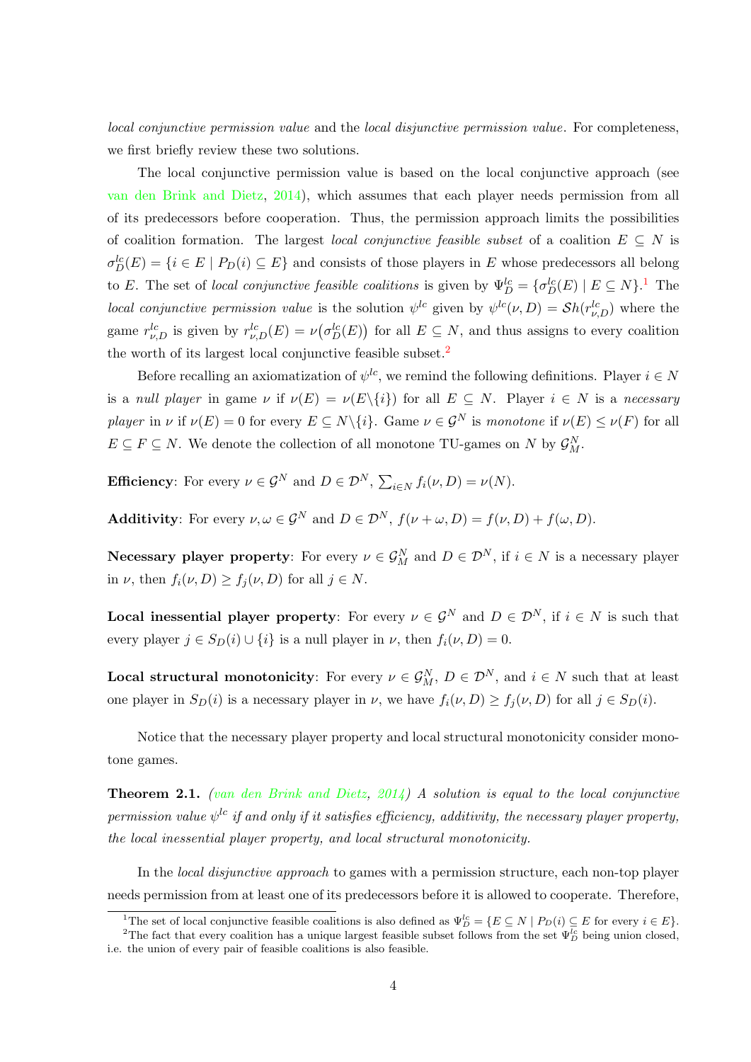*local conjunctive permission value* and the *local disjunctive permission value*. For completeness, we first briefly review these two solutions.

The local conjunctive permission value is based on the local conjunctive approach (see van den Brink and Dietz, 2014), which assumes that each player needs permission from all of its predecessors before cooperation. Thus, the permission approach limits the possibilities of coalition formation. The largest *local conjunctive feasible subset* of a coalition $E \subseteq N$ is $\sigma_D^{lc}(E) = \{i \in E \mid P_D(i) \subseteq E\}$ and consists of those players in $E$ whose predecessors all belong to $E$. The set of *local conjunctive feasible coalitions* is given by $\Psi_D^{lc} = \{\sigma_D^{lc}(E) \mid E \subseteq N\}$.[1] The *local conjunctive permission value* is the solution $\psi^{lc}$ given by $\psi^{lc}(\nu, D) = \mathcal{S}h(r_{\nu,D}^{lc})$ where the game $r_{\nu,D}^{lc}$ is given by $r_{\nu,D}^{lc}(E) = \nu\big(\sigma_D^{lc}(E)\big)$ for all $E \subseteq N$, and thus assigns to every coalition the worth of its largest local conjunctive feasible subset.[2]

Before recalling an axiomatization of $\psi^{lc}$, we remind the following definitions. Player $i \in N$ is a *null player* in game $\nu$ if $\nu(E) = \nu(E \backslash \{i\})$ for all $E \subseteq N$. Player $i \in N$ is a *necessary player* in $\nu$ if $\nu(E) = 0$ for every $E \subseteq N \backslash \{i\}$. Game $\nu \in \mathcal{G}^N$ is *monotone* if $\nu(E) \leq \nu(F)$ for all $E \subseteq F \subseteq N$. We denote the collection of all monotone TU-games on $N$ by $\mathcal{G}_M^N$.

**Efficiency**: For every $\nu \in \mathcal{G}^N$ and $D \in \mathcal{D}^N$, $\sum_{i \in N} f_i(\nu, D) = \nu(N)$.

**Additivity**: For every $\nu, \omega \in \mathcal{G}^N$ and $D \in \mathcal{D}^N$, $f(\nu + \omega, D) = f(\nu, D) + f(\omega, D)$.

**Necessary player property**: For every $\nu \in \mathcal{G}_M^N$ and $D \in \mathcal{D}^N$, if $i \in N$ is a necessary player in $\nu$, then $f_i(\nu, D) \geq f_j(\nu, D)$ for all $j \in N$.

**Local inessential player property**: For every $\nu \in \mathcal{G}^N$ and $D \in \mathcal{D}^N$, if $i \in N$ is such that every player $j \in S_D(i) \cup \{i\}$ is a null player in $\nu$, then $f_i(\nu, D) = 0$.

**Local structural monotonicity**: For every $\nu \in \mathcal{G}_M^N$, $D \in \mathcal{D}^N$, and $i \in N$ such that at least one player in $S_D(i)$ is a necessary player in $\nu$, we have $f_i(\nu, D) \geq f_j(\nu, D)$ for all $j \in S_D(i)$.

Notice that the necessary player property and local structural monotonicity consider monotone games.

**Theorem 2.1.** *(van den Brink and Dietz, 2014) A solution is equal to the local conjunctive permission value $\psi^{lc}$ if and only if it satisfies efficiency, additivity, the necessary player property, the local inessential player property, and local structural monotonicity.*

In the *local disjunctive approach* to games with a permission structure, each non-top player needs permission from at least one of its predecessors before it is allowed to cooperate. Therefore,

[1] The set of local conjunctive feasible coalitions is also defined as $\Psi_D^{lc} = \{E \subseteq N \mid P_D(i) \subseteq E \text{ for every } i \in E\}$.

[2] The fact that every coalition has a unique largest feasible subset follows from the set $\Psi_D^{lc}$ being union closed, i.e. the union of every pair of feasible coalitions is also feasible.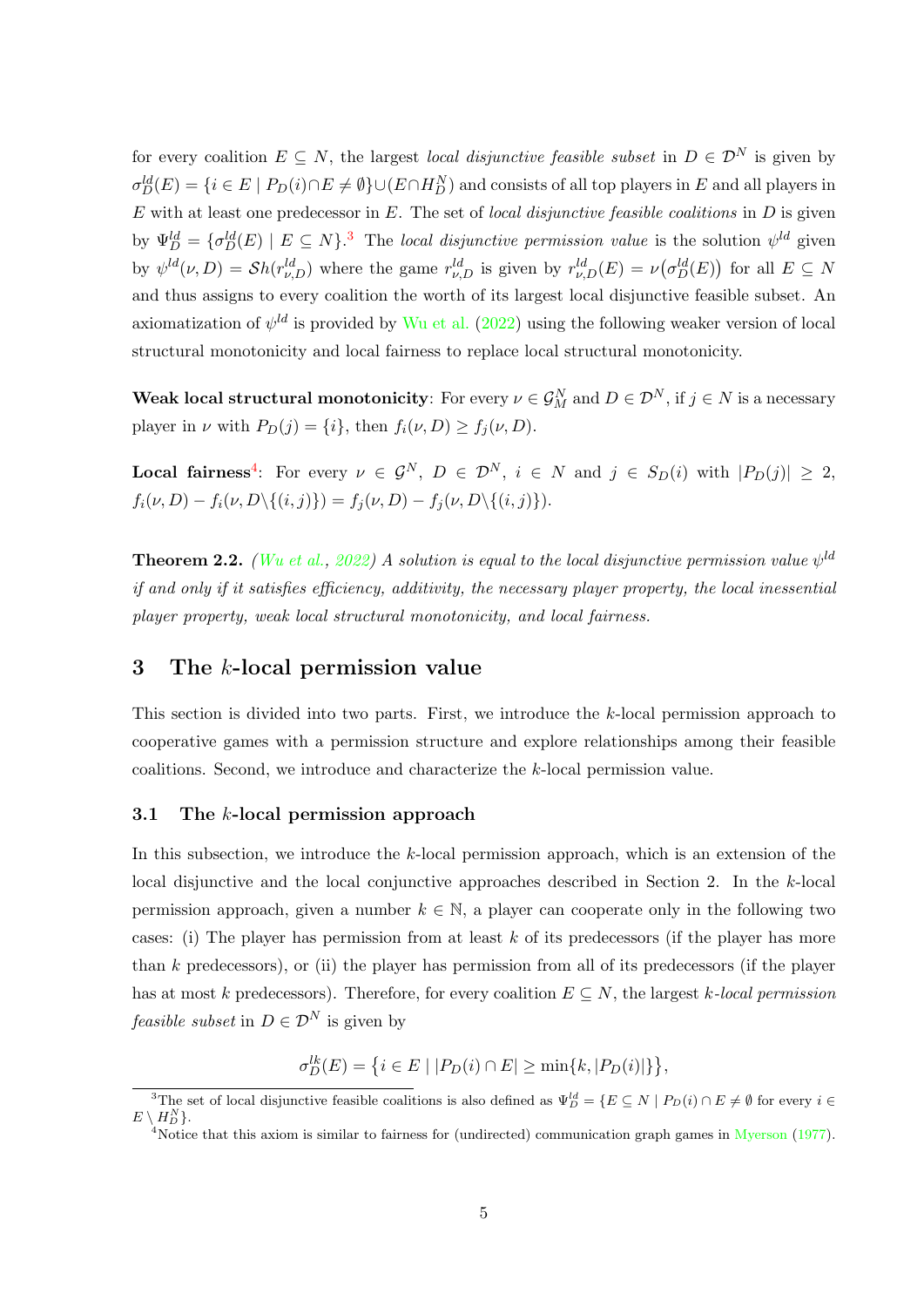for every coalition $E \subseteq N$, the largest *local disjunctive feasible subset* in $D \in \mathcal{D}^N$ is given by $\sigma^{ld}_D(E) = \{i \in E \mid P_D(i) \cap E \neq \emptyset\} \cup (E \cap H^N_D)$ and consists of all top players in $E$ and all players in $E$ with at least one predecessor in $E$. The set of *local disjunctive feasible coalitions* in $D$ is given by $\Psi^{ld}_D = \{\sigma^{ld}_D(E) \mid E \subseteq N\}$.[3] The *local disjunctive permission value* is the solution $\psi^{ld}$ given by $\psi^{ld}(\nu, D) = \mathcal{S}h(r^{ld}_{\nu,D})$ where the game $r^{ld}_{\nu,D}$ is given by $r^{ld}_{\nu,D}(E) = \nu\big(\sigma^{ld}_D(E)\big)$ for all $E \subseteq N$ and thus assigns to every coalition the worth of its largest local disjunctive feasible subset. An axiomatization of $\psi^{ld}$ is provided by Wu et al. (2022) using the following weaker version of local structural monotonicity and local fairness to replace local structural monotonicity.

**Weak local structural monotonicity**: For every $\nu \in \mathcal{G}^N_M$ and $D \in \mathcal{D}^N$, if $j \in N$ is a necessary player in $\nu$ with $P_D(j) = \{i\}$, then $f_i(\nu, D) \geq f_j(\nu, D)$.

**Local fairness**[4]: For every $\nu \in \mathcal{G}^N$, $D \in \mathcal{D}^N$, $i \in N$ and $j \in S_D(i)$ with $|P_D(j)| \geq 2$, $f_i(\nu, D) - f_i(\nu, D\backslash\{(i,j)\}) = f_j(\nu, D) - f_j(\nu, D\backslash\{(i,j)\})$.

**Theorem 2.2.** *(Wu et al., 2022) A solution is equal to the local disjunctive permission value $\psi^{ld}$ if and only if it satisfies efficiency, additivity, the necessary player property, the local inessential player property, weak local structural monotonicity, and local fairness.*

## 3 The $k$-local permission value

This section is divided into two parts. First, we introduce the $k$-local permission approach to cooperative games with a permission structure and explore relationships among their feasible coalitions. Second, we introduce and characterize the $k$-local permission value.

### 3.1 The $k$-local permission approach

In this subsection, we introduce the $k$-local permission approach, which is an extension of the local disjunctive and the local conjunctive approaches described in Section 2. In the $k$-local permission approach, given a number $k \in \mathbb{N}$, a player can cooperate only in the following two cases: (i) The player has permission from at least $k$ of its predecessors (if the player has more than $k$ predecessors), or (ii) the player has permission from all of its predecessors (if the player has at most $k$ predecessors). Therefore, for every coalition $E \subseteq N$, the largest *$k$-local permission feasible subset* in $D \in \mathcal{D}^N$ is given by

$$\sigma^{lk}_D(E) = \big\{i \in E \mid |P_D(i) \cap E| \geq \min\{k, |P_D(i)|\}\big\},$$

[3] The set of local disjunctive feasible coalitions is also defined as $\Psi^{ld}_D = \{E \subseteq N \mid P_D(i) \cap E \neq \emptyset \text{ for every } i \in E \setminus H^N_D\}$.

[4] Notice that this axiom is similar to fairness for (undirected) communication graph games in Myerson (1977).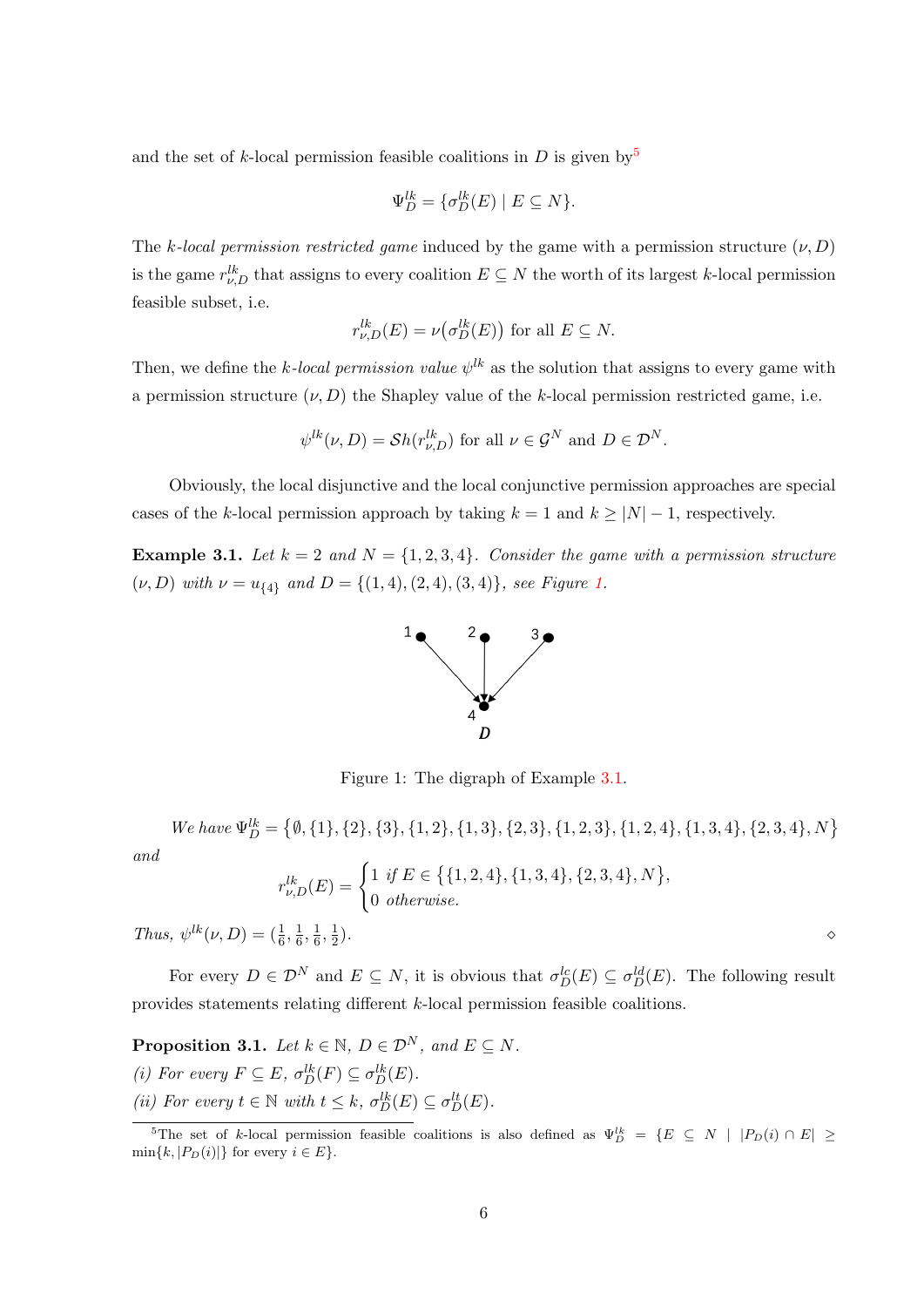and the set of $k$-local permission feasible coalitions in $D$ is given by[5]

$$\Psi_D^{lk} = \{\sigma_D^{lk}(E) \mid E \subseteq N\}.$$

The *$k$-local permission restricted game* induced by the game with a permission structure $(\nu, D)$ is the game $r_{\nu,D}^{lk}$ that assigns to every coalition $E \subseteq N$ the worth of its largest $k$-local permission feasible subset, i.e.

$$r_{\nu,D}^{lk}(E) = \nu\big(\sigma_D^{lk}(E)\big) \text{ for all } E \subseteq N.$$

Then, we define the *$k$-local permission value* $\psi^{lk}$ as the solution that assigns to every game with a permission structure $(\nu, D)$ the Shapley value of the $k$-local permission restricted game, i.e.

$$\psi^{lk}(\nu, D) = \mathcal{S}h(r_{\nu,D}^{lk}) \text{ for all } \nu \in \mathcal{G}^N \text{ and } D \in \mathcal{D}^N.$$

Obviously, the local disjunctive and the local conjunctive permission approaches are special cases of the $k$-local permission approach by taking $k = 1$ and $k \geq |N| - 1$, respectively.

**Example 3.1.** *Let $k = 2$ and $N = \{1, 2, 3, 4\}$. Consider the game with a permission structure $(\nu, D)$ with $\nu = u_{\{4\}}$ and $D = \{(1, 4), (2, 4), (3, 4)\}$, see Figure 1.*

Figure 1: The digraph of Example 3.1.

*We have* $\Psi_D^{lk} = \big\{\emptyset, \{1\}, \{2\}, \{3\}, \{1, 2\}, \{1, 3\}, \{2, 3\}, \{1, 2, 3\}, \{1, 2, 4\}, \{1, 3, 4\}, \{2, 3, 4\}, N\big\}$ *and*

$$r_{\nu,D}^{lk}(E) = \begin{cases} 1 & \text{if } E \in \big\{\{1, 2, 4\}, \{1, 3, 4\}, \{2, 3, 4\}, N\big\}, \\ 0 & \text{otherwise.} \end{cases}$$

*Thus,* $\psi^{lk}(\nu, D) = (\frac{1}{6}, \frac{1}{6}, \frac{1}{6}, \frac{1}{2})$. ⋄

For every $D \in \mathcal{D}^N$ and $E \subseteq N$, it is obvious that $\sigma_D^{lc}(E) \subseteq \sigma_D^{ld}(E)$. The following result provides statements relating different $k$-local permission feasible coalitions.

**Proposition 3.1.** *Let $k \in \mathbb{N}$, $D \in \mathcal{D}^N$, and $E \subseteq N$.*
*(i) For every $F \subseteq E$, $\sigma_D^{lk}(F) \subseteq \sigma_D^{lk}(E)$.*
*(ii) For every $t \in \mathbb{N}$ with $t \leq k$, $\sigma_D^{lk}(E) \subseteq \sigma_D^{lt}(E)$.*

[5] The set of $k$-local permission feasible coalitions is also defined as $\Psi_D^{lk} = \{E \subseteq N \mid |P_D(i) \cap E| \geq \min\{k, |P_D(i)|\}$ for every $i \in E\}$.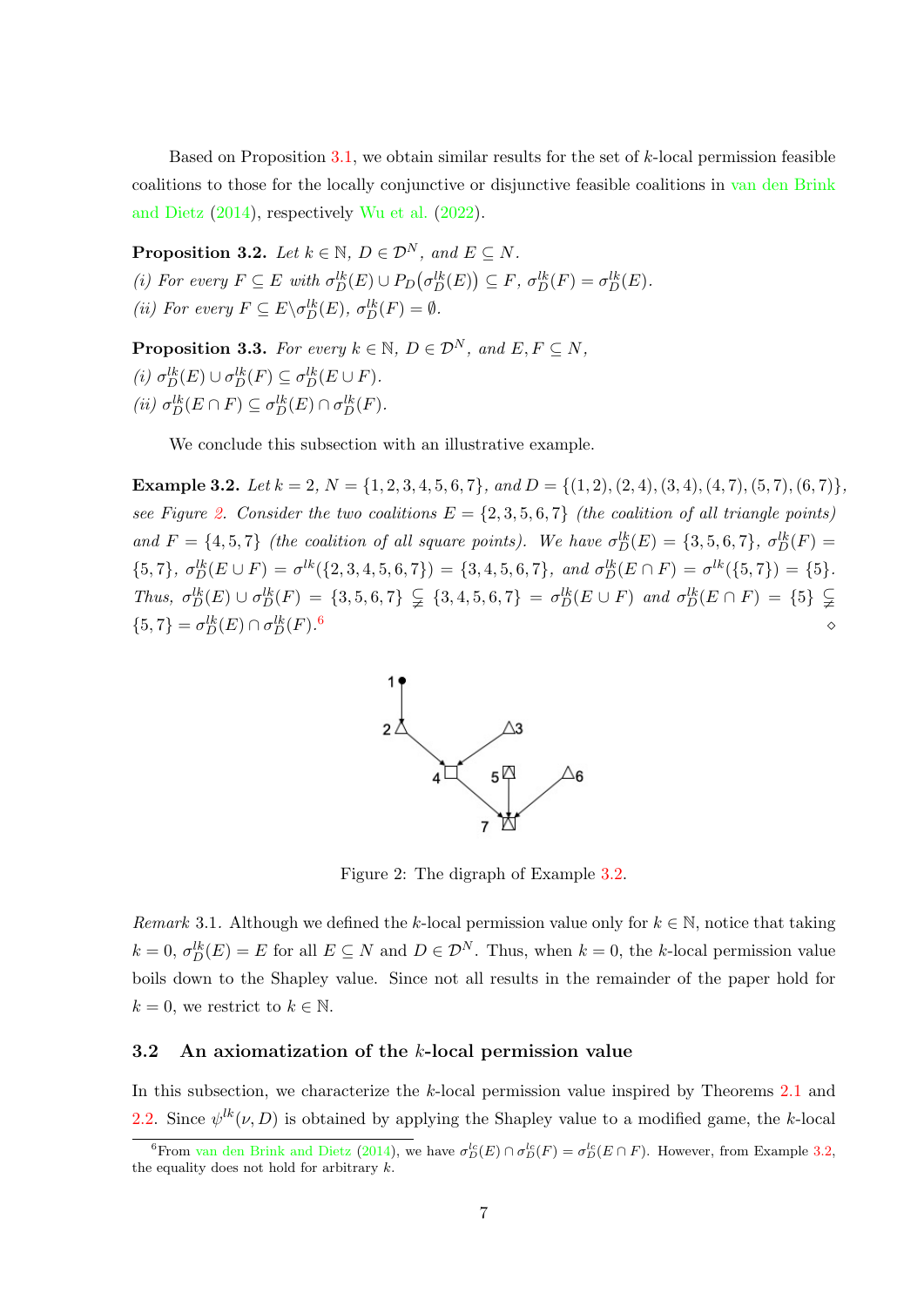Based on Proposition 3.1, we obtain similar results for the set of $k$-local permission feasible coalitions to those for the locally conjunctive or disjunctive feasible coalitions in van den Brink and Dietz (2014), respectively Wu et al. (2022).

**Proposition 3.2.** *Let $k \in \mathbb{N}$, $D \in \mathcal{D}^N$, and $E \subseteq N$.*
*(i) For every $F \subseteq E$ with $\sigma_D^{lk}(E) \cup P_D\big(\sigma_D^{lk}(E)\big) \subseteq F$, $\sigma_D^{lk}(F) = \sigma_D^{lk}(E)$.*
*(ii) For every $F \subseteq E \backslash \sigma_D^{lk}(E)$, $\sigma_D^{lk}(F) = \emptyset$.*

**Proposition 3.3.** *For every $k \in \mathbb{N}$, $D \in \mathcal{D}^N$, and $E, F \subseteq N$,*
*(i) $\sigma_D^{lk}(E) \cup \sigma_D^{lk}(F) \subseteq \sigma_D^{lk}(E \cup F)$.*
*(ii) $\sigma_D^{lk}(E \cap F) \subseteq \sigma_D^{lk}(E) \cap \sigma_D^{lk}(F)$.*

We conclude this subsection with an illustrative example.

**Example 3.2.** *Let $k = 2$, $N = \{1, 2, 3, 4, 5, 6, 7\}$, and $D = \{(1, 2), (2, 4), (3, 4), (4, 7), (5, 7), (6, 7)\}$, see Figure 2. Consider the two coalitions $E = \{2, 3, 5, 6, 7\}$ (the coalition of all triangle points) and $F = \{4, 5, 7\}$ (the coalition of all square points). We have $\sigma_D^{lk}(E) = \{3, 5, 6, 7\}$, $\sigma_D^{lk}(F) = \{5, 7\}$, $\sigma_D^{lk}(E \cup F) = \sigma^{lk}(\{2, 3, 4, 5, 6, 7\}) = \{3, 4, 5, 6, 7\}$, and $\sigma_D^{lk}(E \cap F) = \sigma^{lk}(\{5, 7\}) = \{5\}$. Thus, $\sigma_D^{lk}(E) \cup \sigma_D^{lk}(F) = \{3, 5, 6, 7\} \subsetneq \{3, 4, 5, 6, 7\} = \sigma_D^{lk}(E \cup F)$ and $\sigma_D^{lk}(E \cap F) = \{5\} \subsetneq \{5, 7\} = \sigma_D^{lk}(E) \cap \sigma_D^{lk}(F)$.*[6] $\diamond$

Figure 2: The digraph of Example 3.2.

*Remark* 3.1. Although we defined the $k$-local permission value only for $k \in \mathbb{N}$, notice that taking $k = 0$, $\sigma_D^{lk}(E) = E$ for all $E \subseteq N$ and $D \in \mathcal{D}^N$. Thus, when $k = 0$, the $k$-local permission value boils down to the Shapley value. Since not all results in the remainder of the paper hold for $k = 0$, we restrict to $k \in \mathbb{N}$.

### 3.2 An axiomatization of the $k$-local permission value

In this subsection, we characterize the $k$-local permission value inspired by Theorems 2.1 and 2.2. Since $\psi^{lk}(\nu, D)$ is obtained by applying the Shapley value to a modified game, the $k$-local

[6] From van den Brink and Dietz (2014), we have $\sigma_D^{lc}(E) \cap \sigma_D^{lc}(F) = \sigma_D^{lc}(E \cap F)$. However, from Example 3.2, the equality does not hold for arbitrary $k$.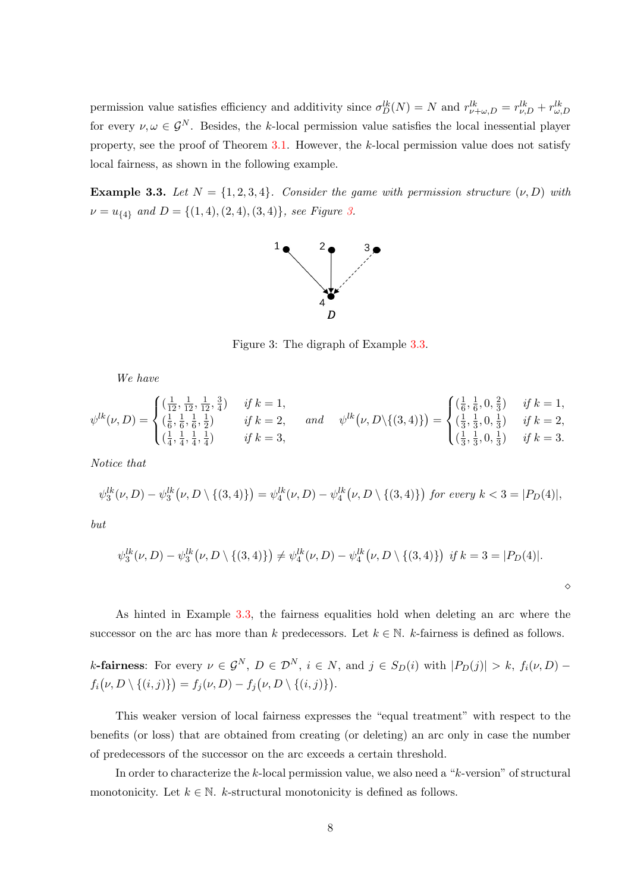permission value satisfies efficiency and additivity since $\sigma^{lk}_D(N) = N$ and $r^{lk}_{\nu+\omega,D} = r^{lk}_{\nu,D} + r^{lk}_{\omega,D}$ for every $\nu, \omega \in \mathcal{G}^N$. Besides, the $k$-local permission value satisfies the local inessential player property, see the proof of Theorem 3.1. However, the $k$-local permission value does not satisfy local fairness, as shown in the following example.

**Example 3.3.** *Let $N = \{1, 2, 3, 4\}$. Consider the game with permission structure $(\nu, D)$ with $\nu = u_{\{4\}}$ and $D = \{(1, 4), (2, 4), (3, 4)\}$, see Figure 3.*

Figure 3: The digraph of Example 3.3.

*We have*

$$\psi^{lk}(\nu, D) = \begin{cases} (\frac{1}{12}, \frac{1}{12}, \frac{1}{12}, \frac{3}{4}) & \text{if } k = 1, \\ (\frac{1}{6}, \frac{1}{6}, \frac{1}{6}, \frac{1}{2}) & \text{if } k = 2, \\ (\frac{1}{4}, \frac{1}{4}, \frac{1}{4}, \frac{1}{4}) & \text{if } k = 3, \end{cases} \quad \text{and} \quad \psi^{lk}\big(\nu, D\backslash\{(3, 4)\}\big) = \begin{cases} (\frac{1}{6}, \frac{1}{6}, 0, \frac{2}{3}) & \text{if } k = 1, \\ (\frac{1}{3}, \frac{1}{3}, 0, \frac{1}{3}) & \text{if } k = 2, \\ (\frac{1}{3}, \frac{1}{3}, 0, \frac{1}{3}) & \text{if } k = 3. \end{cases}$$

*Notice that*

$$\psi^{lk}_3(\nu, D) - \psi^{lk}_3\big(\nu, D \setminus \{(3, 4)\}\big) = \psi^{lk}_4(\nu, D) - \psi^{lk}_4\big(\nu, D \setminus \{(3, 4)\}\big) \text{ for every } k < 3 = |P_D(4)|,$$

*but*

$$\psi^{lk}_3(\nu, D) - \psi^{lk}_3\big(\nu, D \setminus \{(3, 4)\}\big) \neq \psi^{lk}_4(\nu, D) - \psi^{lk}_4\big(\nu, D \setminus \{(3, 4)\}\big) \text{ if } k = 3 = |P_D(4)|.$$

$\diamond$

As hinted in Example 3.3, the fairness equalities hold when deleting an arc where the successor on the arc has more than $k$ predecessors. Let $k \in \mathbb{N}$. $k$-fairness is defined as follows.

**$k$-fairness**: For every $\nu \in \mathcal{G}^N$, $D \in \mathcal{D}^N$, $i \in N$, and $j \in S_D(i)$ with $|P_D(j)| > k$, $f_i(\nu, D) - f_i\big(\nu, D \setminus \{(i, j)\}\big) = f_j(\nu, D) - f_j\big(\nu, D \setminus \{(i, j)\}\big)$.

This weaker version of local fairness expresses the "equal treatment" with respect to the benefits (or loss) that are obtained from creating (or deleting) an arc only in case the number of predecessors of the successor on the arc exceeds a certain threshold.

In order to characterize the $k$-local permission value, we also need a "$k$-version" of structural monotonicity. Let $k \in \mathbb{N}$. $k$-structural monotonicity is defined as follows.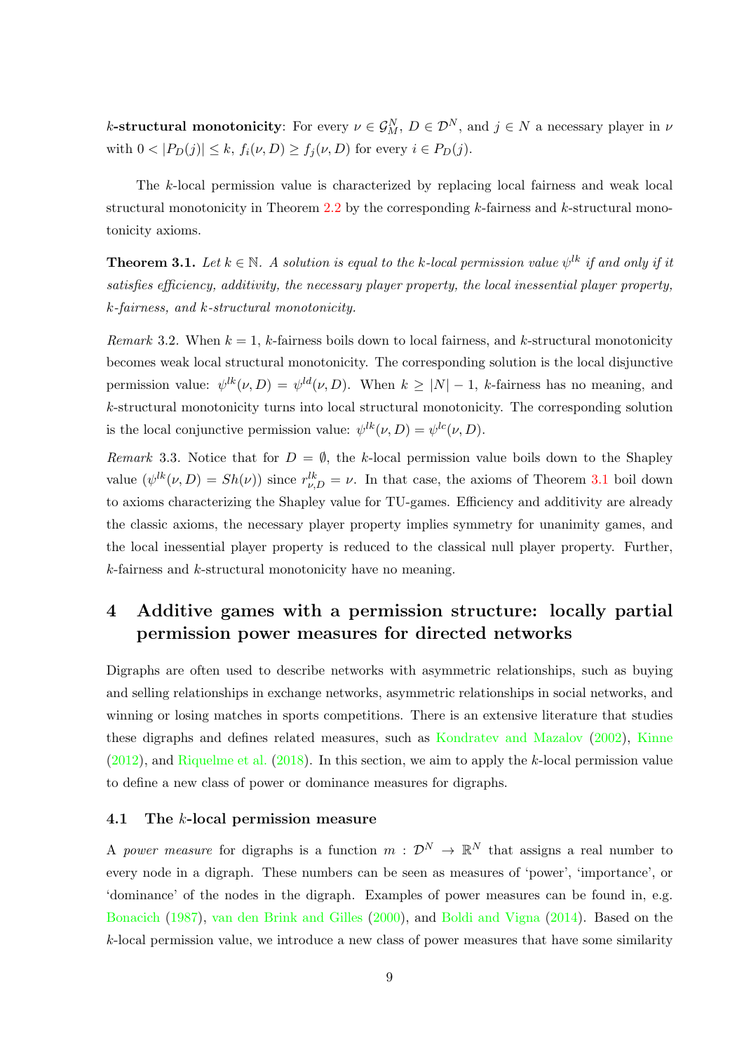**$k$-structural monotonicity**: For every $\nu \in \mathcal{G}^N_M$, $D \in \mathcal{D}^N$, and $j \in N$ a necessary player in $\nu$ with $0 < |P_D(j)| \leq k$, $f_i(\nu, D) \geq f_j(\nu, D)$ for every $i \in P_D(j)$.

The $k$-local permission value is characterized by replacing local fairness and weak local structural monotonicity in Theorem 2.2 by the corresponding $k$-fairness and $k$-structural monotonicity axioms.

**Theorem 3.1.** *Let $k \in \mathbb{N}$. A solution is equal to the $k$-local permission value $\psi^{lk}$ if and only if it satisfies efficiency, additivity, the necessary player property, the local inessential player property, $k$-fairness, and $k$-structural monotonicity.*

*Remark* 3.2. When $k = 1$, $k$-fairness boils down to local fairness, and $k$-structural monotonicity becomes weak local structural monotonicity. The corresponding solution is the local disjunctive permission value: $\psi^{lk}(\nu, D) = \psi^{ld}(\nu, D)$. When $k \geq |N| - 1$, $k$-fairness has no meaning, and $k$-structural monotonicity turns into local structural monotonicity. The corresponding solution is the local conjunctive permission value: $\psi^{lk}(\nu, D) = \psi^{lc}(\nu, D)$.

*Remark* 3.3. Notice that for $D = \emptyset$, the $k$-local permission value boils down to the Shapley value ($\psi^{lk}(\nu, D) = Sh(\nu)$) since $r^{lk}_{\nu,D} = \nu$. In that case, the axioms of Theorem 3.1 boil down to axioms characterizing the Shapley value for TU-games. Efficiency and additivity are already the classic axioms, the necessary player property implies symmetry for unanimity games, and the local inessential player property is reduced to the classical null player property. Further, $k$-fairness and $k$-structural monotonicity have no meaning.

# 4 Additive games with a permission structure: locally partial permission power measures for directed networks

Digraphs are often used to describe networks with asymmetric relationships, such as buying and selling relationships in exchange networks, asymmetric relationships in social networks, and winning or losing matches in sports competitions. There is an extensive literature that studies these digraphs and defines related measures, such as Kondratev and Mazalov (2002), Kinne (2012), and Riquelme et al. (2018). In this section, we aim to apply the $k$-local permission value to define a new class of power or dominance measures for digraphs.

## 4.1 The $k$-local permission measure

A *power measure* for digraphs is a function $m : \mathcal{D}^N \to \mathbb{R}^N$ that assigns a real number to every node in a digraph. These numbers can be seen as measures of 'power', 'importance', or 'dominance' of the nodes in the digraph. Examples of power measures can be found in, e.g. Bonacich (1987), van den Brink and Gilles (2000), and Boldi and Vigna (2014). Based on the $k$-local permission value, we introduce a new class of power measures that have some similarity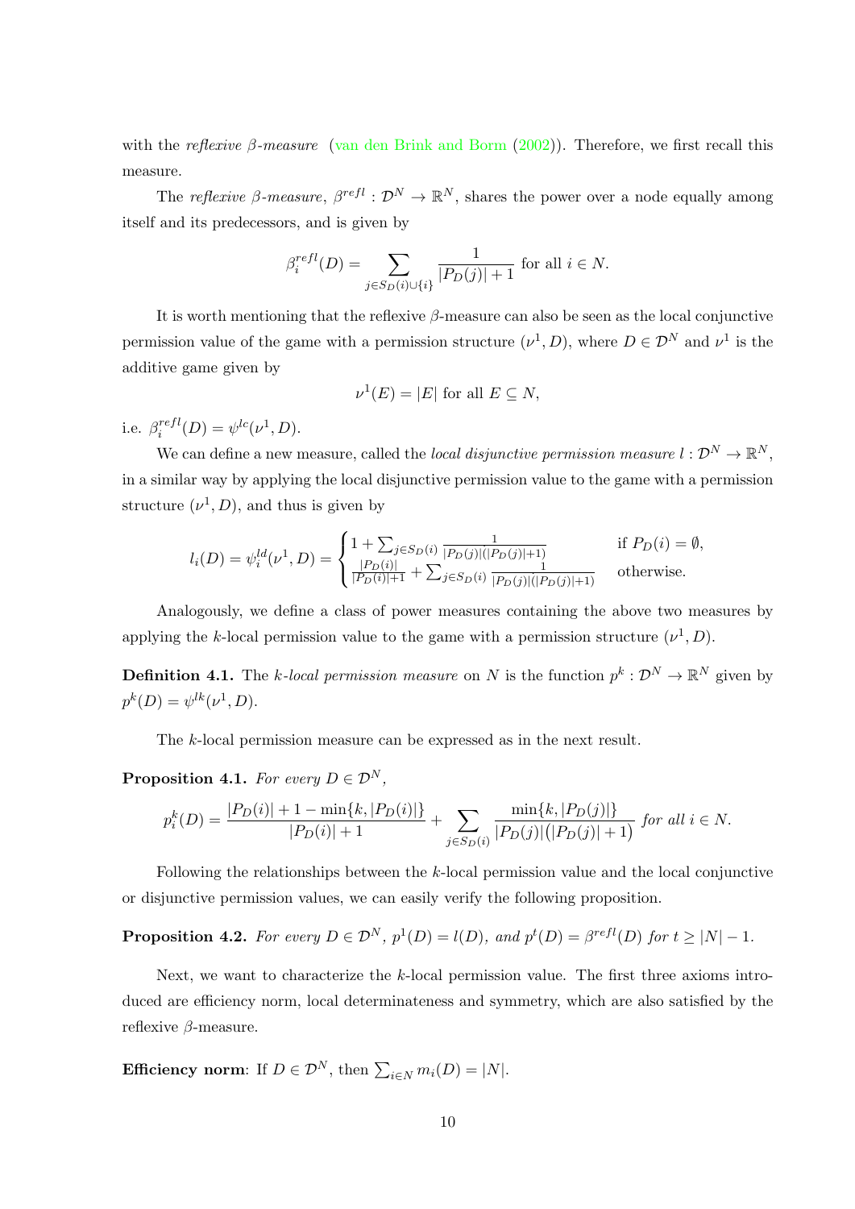with the *reflexive β-measure* (van den Brink and Borm (2002)). Therefore, we first recall this measure.

The *reflexive β-measure*, $\beta^{refl} : \mathcal{D}^N \to \mathbb{R}^N$, shares the power over a node equally among itself and its predecessors, and is given by

$$\beta_i^{refl}(D) = \sum_{j \in S_D(i) \cup \{i\}} \frac{1}{|P_D(j)| + 1} \text{ for all } i \in N.$$

It is worth mentioning that the reflexive β-measure can also be seen as the local conjunctive permission value of the game with a permission structure $(\nu^1, D)$, where $D \in \mathcal{D}^N$ and $\nu^1$ is the additive game given by

$$\nu^1(E) = |E| \text{ for all } E \subseteq N,$$

i.e. $\beta_i^{refl}(D) = \psi^{lc}(\nu^1, D)$.

We can define a new measure, called the *local disjunctive permission measure* $l : \mathcal{D}^N \to \mathbb{R}^N$, in a similar way by applying the local disjunctive permission value to the game with a permission structure $(\nu^1, D)$, and thus is given by

$$l_i(D) = \psi_i^{ld}(\nu^1, D) = \begin{cases} 1 + \sum_{j \in S_D(i)} \frac{1}{|P_D(j)|(|P_D(j)|+1)} & \text{if } P_D(i) = \emptyset, \\ \frac{|P_D(i)|}{|P_D(i)|+1} + \sum_{j \in S_D(i)} \frac{1}{|P_D(j)|(|P_D(j)|+1)} & \text{otherwise.} \end{cases}$$

Analogously, we define a class of power measures containing the above two measures by applying the $k$-local permission value to the game with a permission structure $(\nu^1, D)$.

**Definition 4.1.** The *k-local permission measure* on $N$ is the function $p^k : \mathcal{D}^N \to \mathbb{R}^N$ given by $p^k(D) = \psi^{lk}(\nu^1, D)$.

The $k$-local permission measure can be expressed as in the next result.

**Proposition 4.1.** *For every* $D \in \mathcal{D}^N$,

$$p_i^k(D) = \frac{|P_D(i)| + 1 - \min\{k, |P_D(i)|\}}{|P_D(i)| + 1} + \sum_{j \in S_D(i)} \frac{\min\{k, |P_D(j)|\}}{|P_D(j)|\big(|P_D(j)| + 1\big)} \text{ for all } i \in N.$$

Following the relationships between the $k$-local permission value and the local conjunctive or disjunctive permission values, we can easily verify the following proposition.

**Proposition 4.2.** *For every* $D \in \mathcal{D}^N$, $p^1(D) = l(D)$, *and* $p^t(D) = \beta^{refl}(D)$ *for* $t \geq |N| - 1$.

Next, we want to characterize the $k$-local permission value. The first three axioms introduced are efficiency norm, local determinateness and symmetry, which are also satisfied by the reflexive β-measure.

**Efficiency norm**: If $D \in \mathcal{D}^N$, then $\sum_{i \in N} m_i(D) = |N|$.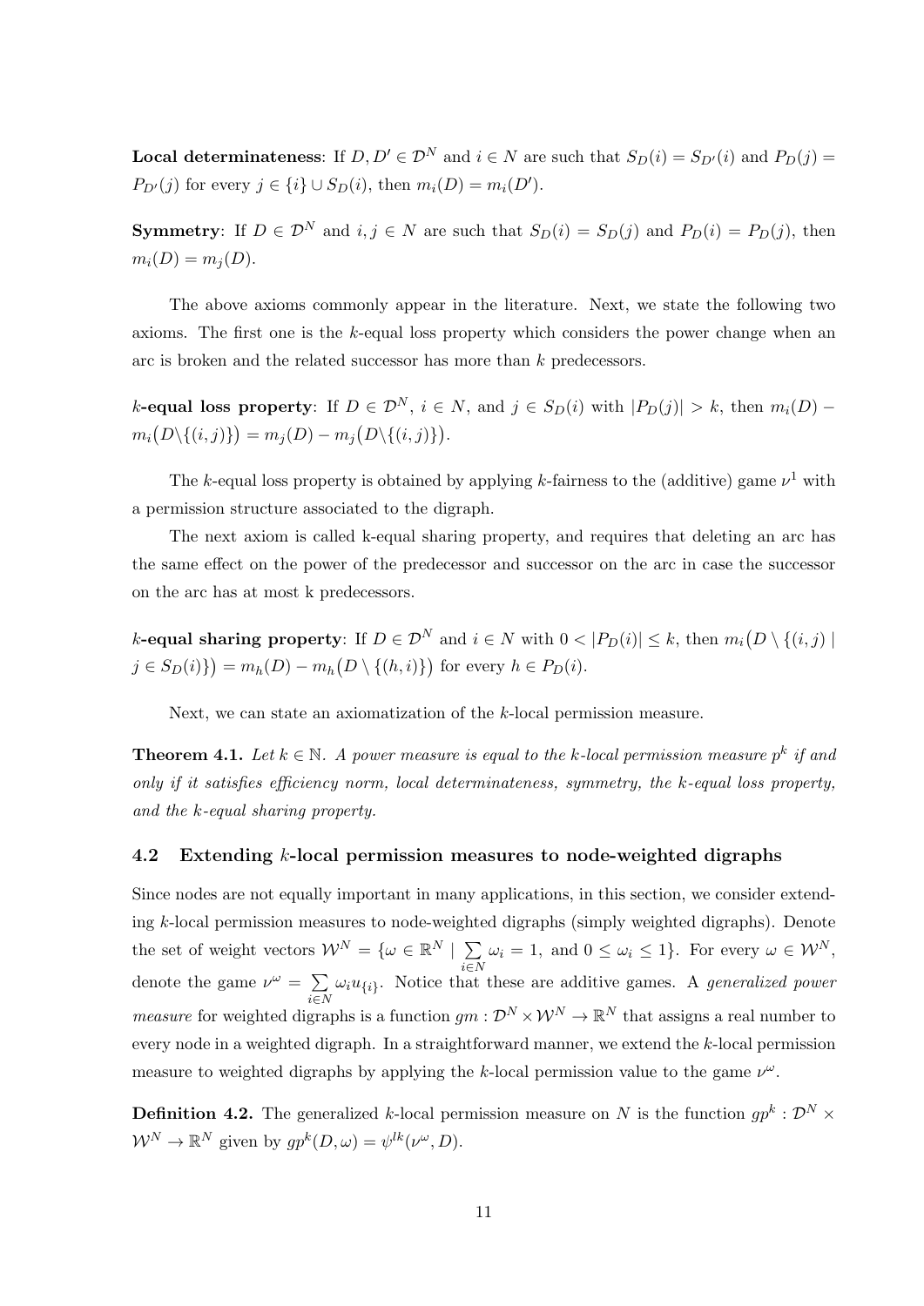**Local determinateness**: If $D, D' \in \mathcal{D}^N$ and $i \in N$ are such that $S_D(i) = S_{D'}(i)$ and $P_D(j) = P_{D'}(j)$ for every $j \in \{i\} \cup S_D(i)$, then $m_i(D) = m_i(D')$.

**Symmetry**: If $D \in \mathcal{D}^N$ and $i, j \in N$ are such that $S_D(i) = S_D(j)$ and $P_D(i) = P_D(j)$, then $m_i(D) = m_j(D)$.

The above axioms commonly appear in the literature. Next, we state the following two axioms. The first one is the $k$-equal loss property which considers the power change when an arc is broken and the related successor has more than $k$ predecessors.

**$k$-equal loss property**: If $D \in \mathcal{D}^N$, $i \in N$, and $j \in S_D(i)$ with $|P_D(j)| > k$, then $m_i(D) - m_i\big(D \backslash \{(i,j)\}\big) = m_j(D) - m_j\big(D \backslash \{(i,j)\}\big)$.

The $k$-equal loss property is obtained by applying $k$-fairness to the (additive) game $\nu^1$ with a permission structure associated to the digraph.

The next axiom is called k-equal sharing property, and requires that deleting an arc has the same effect on the power of the predecessor and successor on the arc in case the successor on the arc has at most k predecessors.

**$k$-equal sharing property**: If $D \in \mathcal{D}^N$ and $i \in N$ with $0 < |P_D(i)| \leq k$, then $m_i\big(D \setminus \{(i,j) \mid j \in S_D(i)\}\big) = m_h(D) - m_h\big(D \setminus \{(h,i)\}\big)$ for every $h \in P_D(i)$.

Next, we can state an axiomatization of the $k$-local permission measure.

**Theorem 4.1.** *Let $k \in \mathbb{N}$. A power measure is equal to the $k$-local permission measure $p^k$ if and only if it satisfies efficiency norm, local determinateness, symmetry, the $k$-equal loss property, and the $k$-equal sharing property.*

### 4.2 Extending $k$-local permission measures to node-weighted digraphs

Since nodes are not equally important in many applications, in this section, we consider extending $k$-local permission measures to node-weighted digraphs (simply weighted digraphs). Denote the set of weight vectors $\mathcal{W}^N = \{\omega \in \mathbb{R}^N \mid \sum_{i \in N} \omega_i = 1, \text{ and } 0 \leq \omega_i \leq 1\}$. For every $\omega \in \mathcal{W}^N$, denote the game $\nu^\omega = \sum_{i \in N} \omega_i u_{\{i\}}$. Notice that these are additive games. A *generalized power measure* for weighted digraphs is a function $gm : \mathcal{D}^N \times \mathcal{W}^N \to \mathbb{R}^N$ that assigns a real number to every node in a weighted digraph. In a straightforward manner, we extend the $k$-local permission measure to weighted digraphs by applying the $k$-local permission value to the game $\nu^\omega$.

**Definition 4.2.** The generalized $k$-local permission measure on $N$ is the function $gp^k : \mathcal{D}^N \times \mathcal{W}^N \to \mathbb{R}^N$ given by $gp^k(D, \omega) = \psi^{lk}(\nu^\omega, D)$.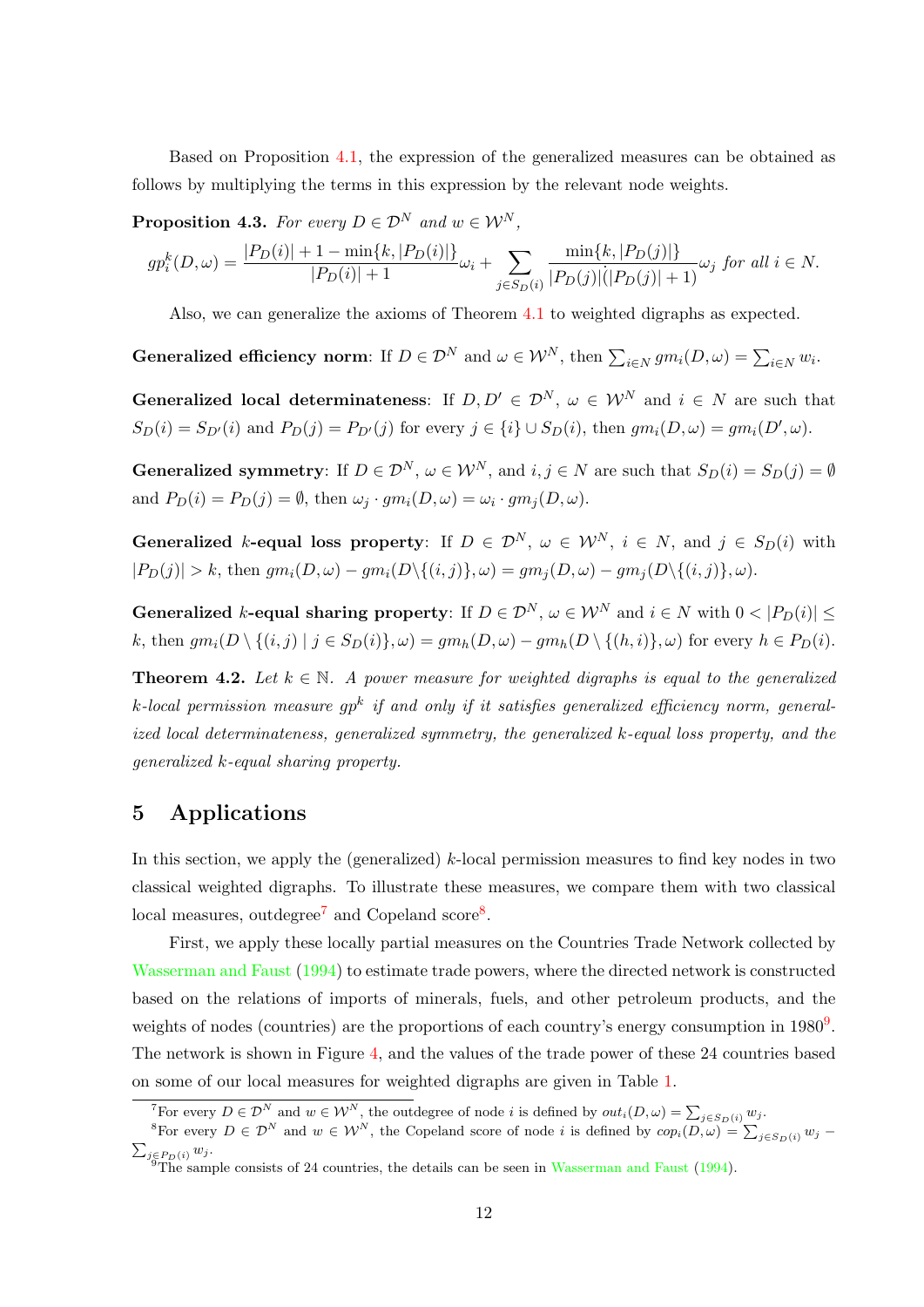Based on Proposition 4.1, the expression of the generalized measures can be obtained as follows by multiplying the terms in this expression by the relevant node weights.

**Proposition 4.3.** *For every $D \in \mathcal{D}^N$ and $w \in \mathcal{W}^N$,*

$$gp_i^k(D,\omega) = \frac{|P_D(i)| + 1 - \min\{k, |P_D(i)|\}}{|P_D(i)| + 1}\omega_i + \sum_{j \in S_D(i)} \frac{\min\{k, |P_D(j)|\}}{|P_D(j)|(|P_D(j)| + 1)}\omega_j \text{ for all } i \in N.$$

Also, we can generalize the axioms of Theorem 4.1 to weighted digraphs as expected.

**Generalized efficiency norm**: If $D \in \mathcal{D}^N$ and $\omega \in \mathcal{W}^N$, then $\sum_{i \in N} gm_i(D,\omega) = \sum_{i \in N} w_i$.

**Generalized local determinateness**: If $D, D' \in \mathcal{D}^N$, $\omega \in \mathcal{W}^N$ and $i \in N$ are such that $S_D(i) = S_{D'}(i)$ and $P_D(j) = P_{D'}(j)$ for every $j \in \{i\} \cup S_D(i)$, then $gm_i(D,\omega) = gm_i(D',\omega)$.

**Generalized symmetry**: If $D \in \mathcal{D}^N$, $\omega \in \mathcal{W}^N$, and $i, j \in N$ are such that $S_D(i) = S_D(j) = \emptyset$ and $P_D(i) = P_D(j) = \emptyset$, then $\omega_j \cdot gm_i(D,\omega) = \omega_i \cdot gm_j(D,\omega)$.

**Generalized $k$-equal loss property**: If $D \in \mathcal{D}^N$, $\omega \in \mathcal{W}^N$, $i \in N$, and $j \in S_D(i)$ with $|P_D(j)| > k$, then $gm_i(D,\omega) - gm_i(D \backslash \{(i,j)\},\omega) = gm_j(D,\omega) - gm_j(D \backslash \{(i,j)\},\omega)$.

**Generalized $k$-equal sharing property**: If $D \in \mathcal{D}^N$, $\omega \in \mathcal{W}^N$ and $i \in N$ with $0 < |P_D(i)| \leq k$, then $gm_i(D \setminus \{(i,j) \mid j \in S_D(i)\},\omega) = gm_h(D,\omega) - gm_h(D \setminus \{(h,i)\},\omega)$ for every $h \in P_D(i)$.

**Theorem 4.2.** *Let $k \in \mathbb{N}$. A power measure for weighted digraphs is equal to the generalized $k$-local permission measure $gp^k$ if and only if it satisfies generalized efficiency norm, generalized local determinateness, generalized symmetry, the generalized $k$-equal loss property, and the generalized $k$-equal sharing property.*

## 5 Applications

In this section, we apply the (generalized) $k$-local permission measures to find key nodes in two classical weighted digraphs. To illustrate these measures, we compare them with two classical local measures, outdegree[7] and Copeland score[8].

First, we apply these locally partial measures on the Countries Trade Network collected by Wasserman and Faust (1994) to estimate trade powers, where the directed network is constructed based on the relations of imports of minerals, fuels, and other petroleum products, and the weights of nodes (countries) are the proportions of each country's energy consumption in 1980[9]. The network is shown in Figure 4, and the values of the trade power of these 24 countries based on some of our local measures for weighted digraphs are given in Table 1.

[7] For every $D \in \mathcal{D}^N$ and $w \in \mathcal{W}^N$, the outdegree of node $i$ is defined by $out_i(D,\omega) = \sum_{j \in S_D(i)} w_j$.

[8] For every $D \in \mathcal{D}^N$ and $w \in \mathcal{W}^N$, the Copeland score of node $i$ is defined by $cop_i(D,\omega) = \sum_{j \in S_D(i)} w_j - \sum_{j \in P_D(i)} w_j$.

[9] The sample consists of 24 countries, the details can be seen in Wasserman and Faust (1994).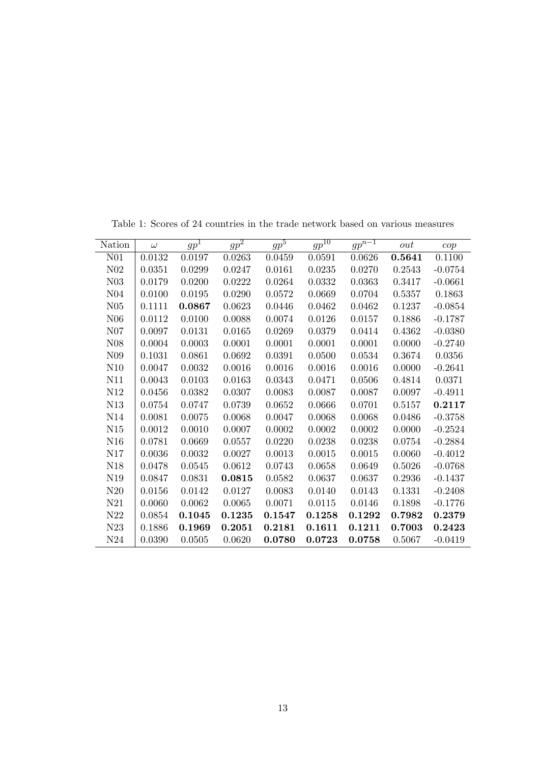Table 1: Scores of 24 countries in the trade network based on various measures

| Nation | $\omega$ | $gp^1$ | $gp^2$ | $gp^5$ | $gp^{10}$ | $gp^{n-1}$ | $out$ | $cop$ |
|---|---|---|---|---|---|---|---|---|
| N01 | 0.0132 | 0.0197 | 0.0263 | 0.0459 | 0.0591 | 0.0626 | **0.5641** | 0.1100 |
| N02 | 0.0351 | 0.0299 | 0.0247 | 0.0161 | 0.0235 | 0.0270 | 0.2543 | -0.0754 |
| N03 | 0.0179 | 0.0200 | 0.0222 | 0.0264 | 0.0332 | 0.0363 | 0.3417 | -0.0661 |
| N04 | 0.0100 | 0.0195 | 0.0290 | 0.0572 | 0.0669 | 0.0704 | 0.5357 | 0.1863 |
| N05 | 0.1111 | **0.0867** | 0.0623 | 0.0446 | 0.0462 | 0.0462 | 0.1237 | -0.0854 |
| N06 | 0.0112 | 0.0100 | 0.0088 | 0.0074 | 0.0126 | 0.0157 | 0.1886 | -0.1787 |
| N07 | 0.0097 | 0.0131 | 0.0165 | 0.0269 | 0.0379 | 0.0414 | 0.4362 | -0.0380 |
| N08 | 0.0004 | 0.0003 | 0.0001 | 0.0001 | 0.0001 | 0.0001 | 0.0000 | -0.2740 |
| N09 | 0.1031 | 0.0861 | 0.0692 | 0.0391 | 0.0500 | 0.0534 | 0.3674 | 0.0356 |
| N10 | 0.0047 | 0.0032 | 0.0016 | 0.0016 | 0.0016 | 0.0016 | 0.0000 | -0.2641 |
| N11 | 0.0043 | 0.0103 | 0.0163 | 0.0343 | 0.0471 | 0.0506 | 0.4814 | 0.0371 |
| N12 | 0.0456 | 0.0382 | 0.0307 | 0.0083 | 0.0087 | 0.0087 | 0.0097 | -0.4911 |
| N13 | 0.0754 | 0.0747 | 0.0739 | 0.0652 | 0.0666 | 0.0701 | 0.5157 | **0.2117** |
| N14 | 0.0081 | 0.0075 | 0.0068 | 0.0047 | 0.0068 | 0.0068 | 0.0486 | -0.3758 |
| N15 | 0.0012 | 0.0010 | 0.0007 | 0.0002 | 0.0002 | 0.0002 | 0.0000 | -0.2524 |
| N16 | 0.0781 | 0.0669 | 0.0557 | 0.0220 | 0.0238 | 0.0238 | 0.0754 | -0.2884 |
| N17 | 0.0036 | 0.0032 | 0.0027 | 0.0013 | 0.0015 | 0.0015 | 0.0060 | -0.4012 |
| N18 | 0.0478 | 0.0545 | 0.0612 | 0.0743 | 0.0658 | 0.0649 | 0.5026 | -0.0768 |
| N19 | 0.0847 | 0.0831 | **0.0815** | 0.0582 | 0.0637 | 0.0637 | 0.2936 | -0.1437 |
| N20 | 0.0156 | 0.0142 | 0.0127 | 0.0083 | 0.0140 | 0.0143 | 0.1331 | -0.2408 |
| N21 | 0.0060 | 0.0062 | 0.0065 | 0.0071 | 0.0115 | 0.0146 | 0.1898 | -0.1776 |
| N22 | 0.0854 | **0.1045** | **0.1235** | **0.1547** | **0.1258** | **0.1292** | **0.7982** | **0.2379** |
| N23 | 0.1886 | **0.1969** | **0.2051** | **0.2181** | **0.1611** | **0.1211** | **0.7003** | **0.2423** |
| N24 | 0.0390 | 0.0505 | 0.0620 | **0.0780** | **0.0723** | **0.0758** | 0.5067 | -0.0419 |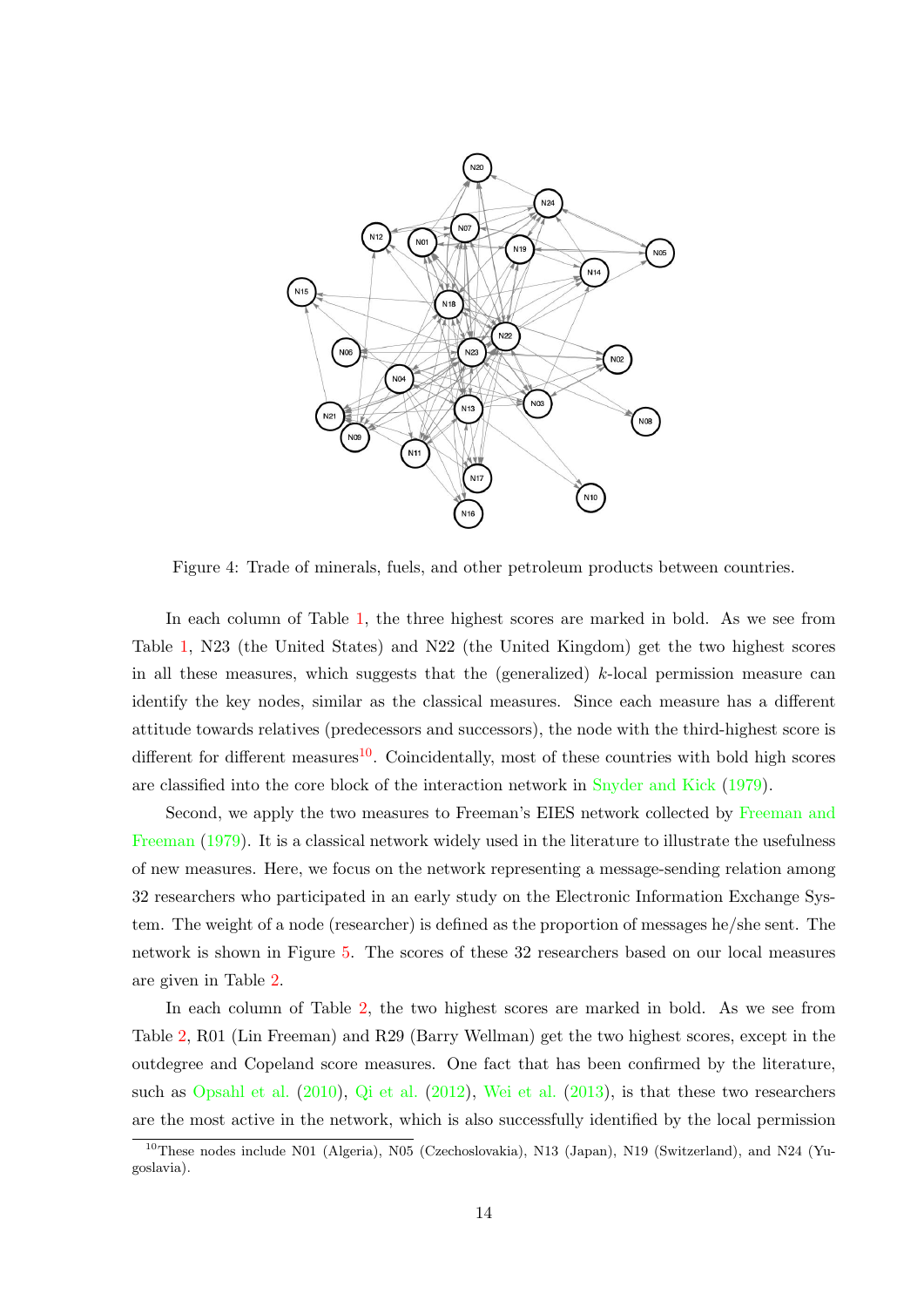Figure 4: Trade of minerals, fuels, and other petroleum products between countries.

In each column of Table 1, the three highest scores are marked in bold. As we see from Table 1, N23 (the United States) and N22 (the United Kingdom) get the two highest scores in all these measures, which suggests that the (generalized) $k$-local permission measure can identify the key nodes, similar as the classical measures. Since each measure has a different attitude towards relatives (predecessors and successors), the node with the third-highest score is different for different measures[10]. Coincidentally, most of these countries with bold high scores are classified into the core block of the interaction network in Snyder and Kick (1979).

Second, we apply the two measures to Freeman's EIES network collected by Freeman and Freeman (1979). It is a classical network widely used in the literature to illustrate the usefulness of new measures. Here, we focus on the network representing a message-sending relation among 32 researchers who participated in an early study on the Electronic Information Exchange System. The weight of a node (researcher) is defined as the proportion of messages he/she sent. The network is shown in Figure 5. The scores of these 32 researchers based on our local measures are given in Table 2.

In each column of Table 2, the two highest scores are marked in bold. As we see from Table 2, R01 (Lin Freeman) and R29 (Barry Wellman) get the two highest scores, except in the outdegree and Copeland score measures. One fact that has been confirmed by the literature, such as Opsahl et al. (2010), Qi et al. (2012), Wei et al. (2013), is that these two researchers are the most active in the network, which is also successfully identified by the local permission

[10] These nodes include N01 (Algeria), N05 (Czechoslovakia), N13 (Japan), N19 (Switzerland), and N24 (Yugoslavia).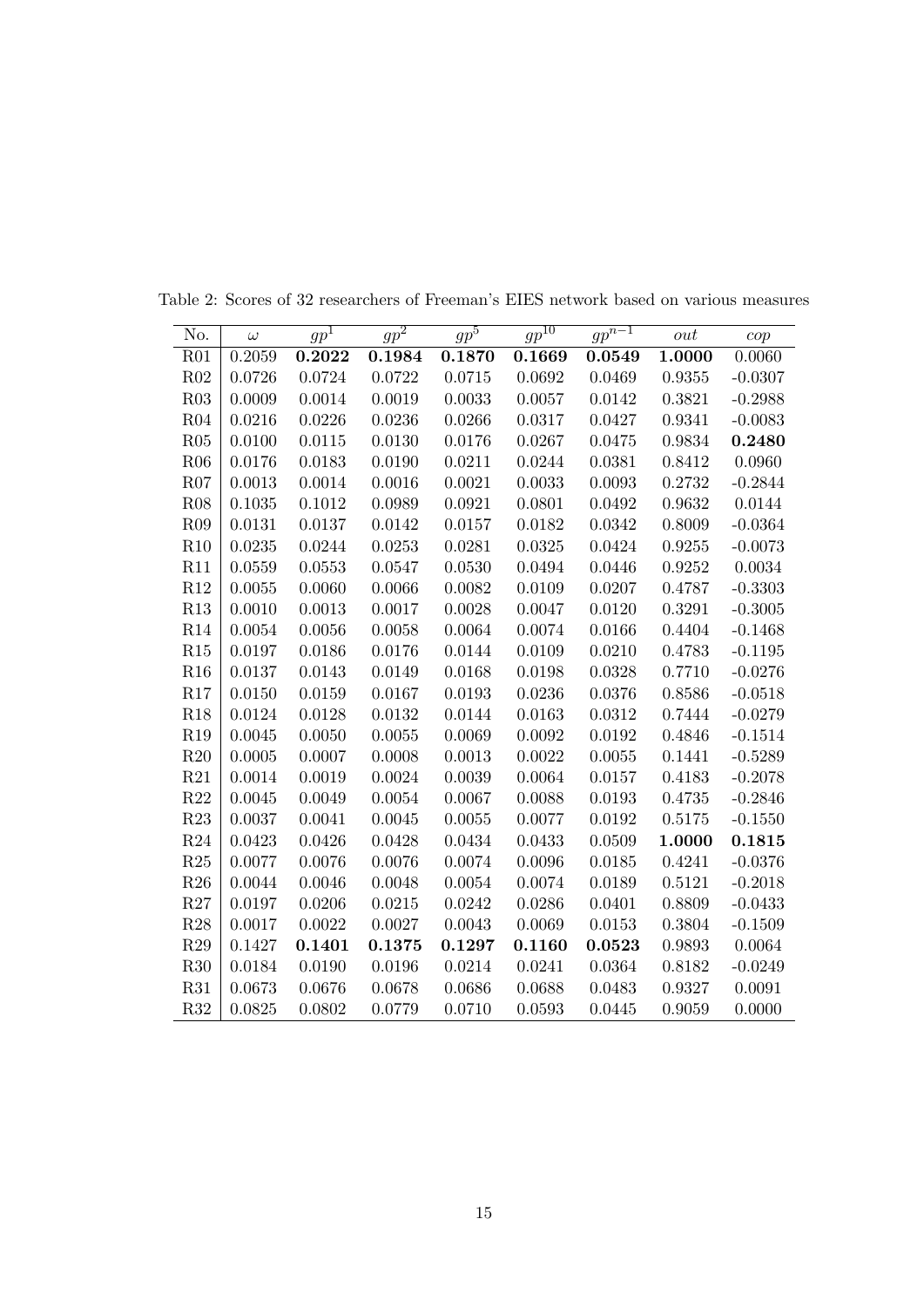Table 2: Scores of 32 researchers of Freeman's EIES network based on various measures

| No. | $\omega$ | $gp^1$ | $gp^2$ | $gp^5$ | $gp^{10}$ | $gp^{n-1}$ | $out$ | $cop$ |
|---|---|---|---|---|---|---|---|---|
| R01 | 0.2059 | **0.2022** | **0.1984** | **0.1870** | **0.1669** | **0.0549** | **1.0000** | 0.0060 |
| R02 | 0.0726 | 0.0724 | 0.0722 | 0.0715 | 0.0692 | 0.0469 | 0.9355 | -0.0307 |
| R03 | 0.0009 | 0.0014 | 0.0019 | 0.0033 | 0.0057 | 0.0142 | 0.3821 | -0.2988 |
| R04 | 0.0216 | 0.0226 | 0.0236 | 0.0266 | 0.0317 | 0.0427 | 0.9341 | -0.0083 |
| R05 | 0.0100 | 0.0115 | 0.0130 | 0.0176 | 0.0267 | 0.0475 | 0.9834 | **0.2480** |
| R06 | 0.0176 | 0.0183 | 0.0190 | 0.0211 | 0.0244 | 0.0381 | 0.8412 | 0.0960 |
| R07 | 0.0013 | 0.0014 | 0.0016 | 0.0021 | 0.0033 | 0.0093 | 0.2732 | -0.2844 |
| R08 | 0.1035 | 0.1012 | 0.0989 | 0.0921 | 0.0801 | 0.0492 | 0.9632 | 0.0144 |
| R09 | 0.0131 | 0.0137 | 0.0142 | 0.0157 | 0.0182 | 0.0342 | 0.8009 | -0.0364 |
| R10 | 0.0235 | 0.0244 | 0.0253 | 0.0281 | 0.0325 | 0.0424 | 0.9255 | -0.0073 |
| R11 | 0.0559 | 0.0553 | 0.0547 | 0.0530 | 0.0494 | 0.0446 | 0.9252 | 0.0034 |
| R12 | 0.0055 | 0.0060 | 0.0066 | 0.0082 | 0.0109 | 0.0207 | 0.4787 | -0.3303 |
| R13 | 0.0010 | 0.0013 | 0.0017 | 0.0028 | 0.0047 | 0.0120 | 0.3291 | -0.3005 |
| R14 | 0.0054 | 0.0056 | 0.0058 | 0.0064 | 0.0074 | 0.0166 | 0.4404 | -0.1468 |
| R15 | 0.0197 | 0.0186 | 0.0176 | 0.0144 | 0.0109 | 0.0210 | 0.4783 | -0.1195 |
| R16 | 0.0137 | 0.0143 | 0.0149 | 0.0168 | 0.0198 | 0.0328 | 0.7710 | -0.0276 |
| R17 | 0.0150 | 0.0159 | 0.0167 | 0.0193 | 0.0236 | 0.0376 | 0.8586 | -0.0518 |
| R18 | 0.0124 | 0.0128 | 0.0132 | 0.0144 | 0.0163 | 0.0312 | 0.7444 | -0.0279 |
| R19 | 0.0045 | 0.0050 | 0.0055 | 0.0069 | 0.0092 | 0.0192 | 0.4846 | -0.1514 |
| R20 | 0.0005 | 0.0007 | 0.0008 | 0.0013 | 0.0022 | 0.0055 | 0.1441 | -0.5289 |
| R21 | 0.0014 | 0.0019 | 0.0024 | 0.0039 | 0.0064 | 0.0157 | 0.4183 | -0.2078 |
| R22 | 0.0045 | 0.0049 | 0.0054 | 0.0067 | 0.0088 | 0.0193 | 0.4735 | -0.2846 |
| R23 | 0.0037 | 0.0041 | 0.0045 | 0.0055 | 0.0077 | 0.0192 | 0.5175 | -0.1550 |
| R24 | 0.0423 | 0.0426 | 0.0428 | 0.0434 | 0.0433 | 0.0509 | **1.0000** | **0.1815** |
| R25 | 0.0077 | 0.0076 | 0.0076 | 0.0074 | 0.0096 | 0.0185 | 0.4241 | -0.0376 |
| R26 | 0.0044 | 0.0046 | 0.0048 | 0.0054 | 0.0074 | 0.0189 | 0.5121 | -0.2018 |
| R27 | 0.0197 | 0.0206 | 0.0215 | 0.0242 | 0.0286 | 0.0401 | 0.8809 | -0.0433 |
| R28 | 0.0017 | 0.0022 | 0.0027 | 0.0043 | 0.0069 | 0.0153 | 0.3804 | -0.1509 |
| R29 | 0.1427 | **0.1401** | **0.1375** | **0.1297** | **0.1160** | **0.0523** | 0.9893 | 0.0064 |
| R30 | 0.0184 | 0.0190 | 0.0196 | 0.0214 | 0.0241 | 0.0364 | 0.8182 | -0.0249 |
| R31 | 0.0673 | 0.0676 | 0.0678 | 0.0686 | 0.0688 | 0.0483 | 0.9327 | 0.0091 |
| R32 | 0.0825 | 0.0802 | 0.0779 | 0.0710 | 0.0593 | 0.0445 | 0.9059 | 0.0000 |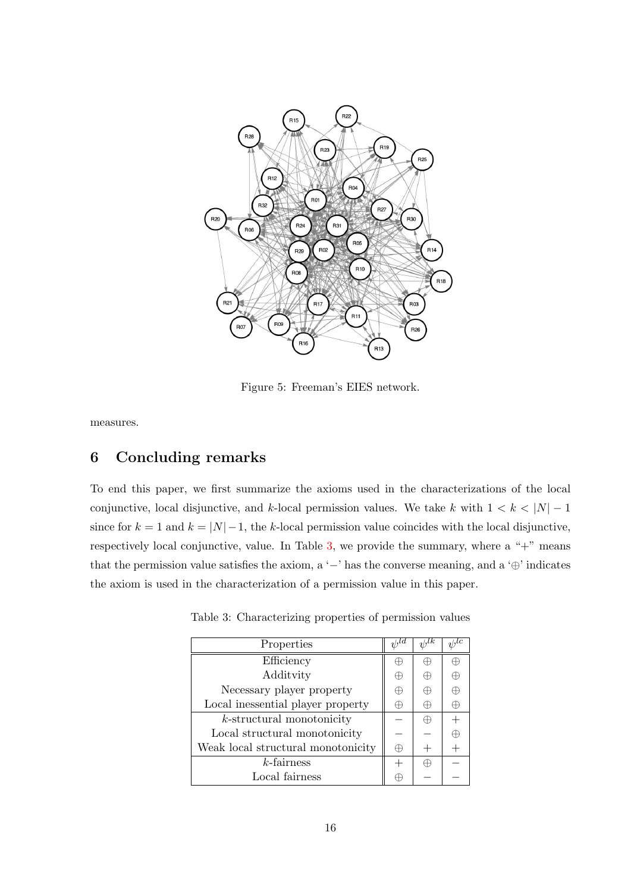Figure 5: Freeman's EIES network.

measures.

## 6 Concluding remarks

To end this paper, we first summarize the axioms used in the characterizations of the local conjunctive, local disjunctive, and $k$-local permission values. We take $k$ with $1 < k < |N| - 1$ since for $k = 1$ and $k = |N| - 1$, the $k$-local permission value coincides with the local disjunctive, respectively local conjunctive, value. In Table 3, we provide the summary, where a "+" means that the permission value satisfies the axiom, a '−' has the converse meaning, and a '⊕' indicates the axiom is used in the characterization of a permission value in this paper.

Table 3: Characterizing properties of permission values

| Properties | $\psi^{ld}$ | $\psi^{lk}$ | $\psi^{lc}$ |
|---|---|---|---|
| Efficiency | ⊕ | ⊕ | ⊕ |
| Additvity | ⊕ | ⊕ | ⊕ |
| Necessary player property | ⊕ | ⊕ | ⊕ |
| Local inessential player property | ⊕ | ⊕ | ⊕ |
| $k$-structural monotonicity | − | ⊕ | + |
| Local structural monotonicity | − | − | ⊕ |
| Weak local structural monotonicity | ⊕ | + | + |
| $k$-fairness | + | ⊕ | − |
| Local fairness | ⊕ | − | − |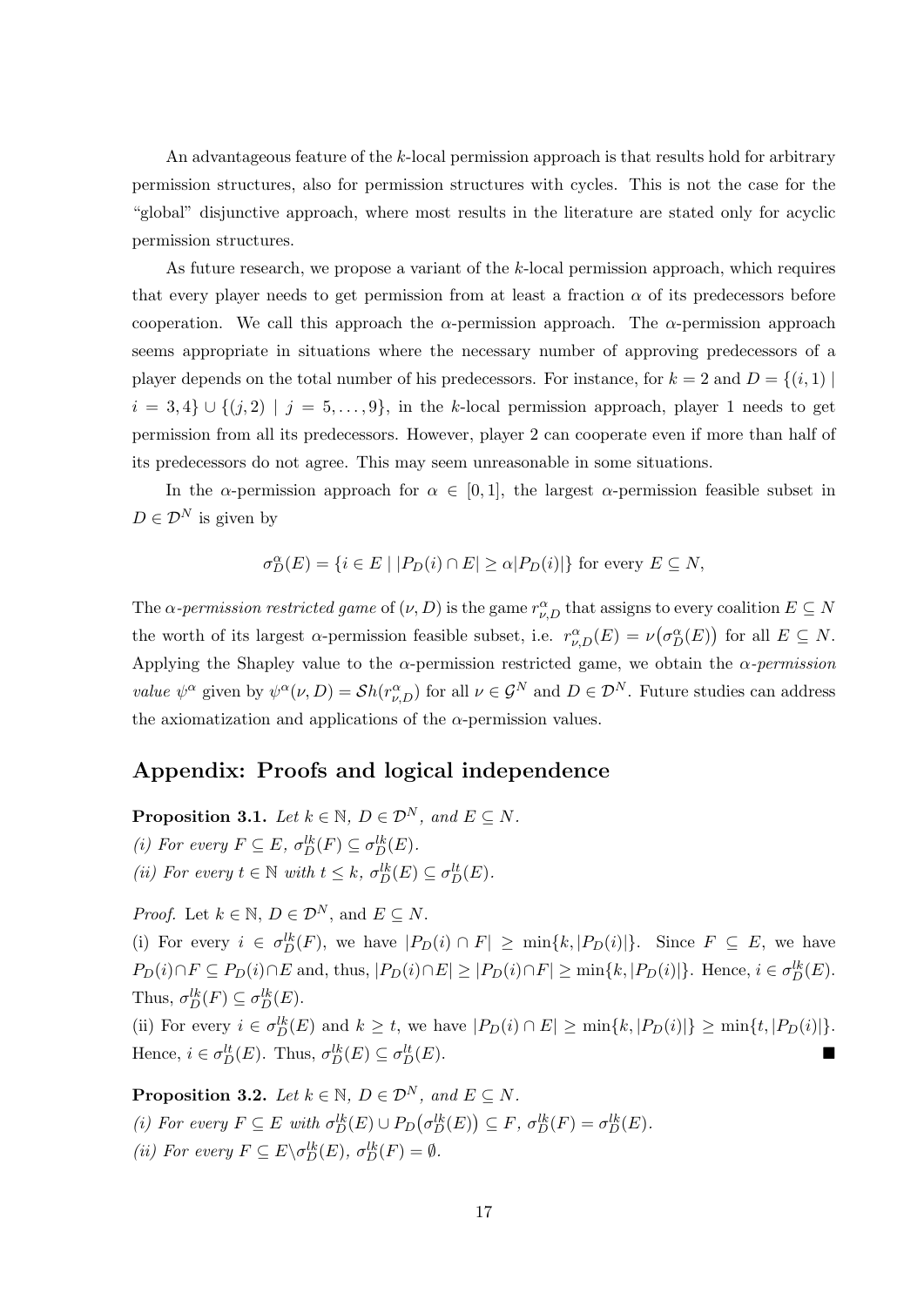An advantageous feature of the $k$-local permission approach is that results hold for arbitrary permission structures, also for permission structures with cycles. This is not the case for the "global" disjunctive approach, where most results in the literature are stated only for acyclic permission structures.

As future research, we propose a variant of the $k$-local permission approach, which requires that every player needs to get permission from at least a fraction $\alpha$ of its predecessors before cooperation. We call this approach the $\alpha$-permission approach. The $\alpha$-permission approach seems appropriate in situations where the necessary number of approving predecessors of a player depends on the total number of his predecessors. For instance, for $k = 2$ and $D = \{(i, 1) \mid i = 3, 4\} \cup \{(j, 2) \mid j = 5, \ldots, 9\}$, in the $k$-local permission approach, player 1 needs to get permission from all its predecessors. However, player 2 can cooperate even if more than half of its predecessors do not agree. This may seem unreasonable in some situations.

In the $\alpha$-permission approach for $\alpha \in [0, 1]$, the largest $\alpha$-permission feasible subset in $D \in \mathcal{D}^N$ is given by

$$\sigma_D^{\alpha}(E) = \{i \in E \mid |P_D(i) \cap E| \geq \alpha |P_D(i)|\} \text{ for every } E \subseteq N,$$

The *$\alpha$-permission restricted game* of $(\nu, D)$ is the game $r_{\nu,D}^{\alpha}$ that assigns to every coalition $E \subseteq N$ the worth of its largest $\alpha$-permission feasible subset, i.e. $r_{\nu,D}^{\alpha}(E) = \nu\big(\sigma_D^{\alpha}(E)\big)$ for all $E \subseteq N$. Applying the Shapley value to the $\alpha$-permission restricted game, we obtain the *$\alpha$-permission value* $\psi^{\alpha}$ given by $\psi^{\alpha}(\nu, D) = \mathcal{S}h(r_{\nu,D}^{\alpha})$ for all $\nu \in \mathcal{G}^N$ and $D \in \mathcal{D}^N$. Future studies can address the axiomatization and applications of the $\alpha$-permission values.

## Appendix: Proofs and logical independence

**Proposition 3.1.** *Let $k \in \mathbb{N}$, $D \in \mathcal{D}^N$, and $E \subseteq N$.*
*(i) For every $F \subseteq E$, $\sigma_D^{lk}(F) \subseteq \sigma_D^{lk}(E)$.*
*(ii) For every $t \in \mathbb{N}$ with $t \leq k$, $\sigma_D^{lk}(E) \subseteq \sigma_D^{lt}(E)$.*

*Proof.* Let $k \in \mathbb{N}$, $D \in \mathcal{D}^N$, and $E \subseteq N$.
(i) For every $i \in \sigma_D^{lk}(F)$, we have $|P_D(i) \cap F| \geq \min\{k, |P_D(i)|\}$. Since $F \subseteq E$, we have $P_D(i) \cap F \subseteq P_D(i) \cap E$ and, thus, $|P_D(i) \cap E| \geq |P_D(i) \cap F| \geq \min\{k, |P_D(i)|\}$. Hence, $i \in \sigma_D^{lk}(E)$. Thus, $\sigma_D^{lk}(F) \subseteq \sigma_D^{lk}(E)$.
(ii) For every $i \in \sigma_D^{lk}(E)$ and $k \geq t$, we have $|P_D(i) \cap E| \geq \min\{k, |P_D(i)|\} \geq \min\{t, |P_D(i)|\}$. Hence, $i \in \sigma_D^{lt}(E)$. Thus, $\sigma_D^{lk}(E) \subseteq \sigma_D^{lt}(E)$. ■

**Proposition 3.2.** *Let $k \in \mathbb{N}$, $D \in \mathcal{D}^N$, and $E \subseteq N$.*
*(i) For every $F \subseteq E$ with $\sigma_D^{lk}(E) \cup P_D\big(\sigma_D^{lk}(E)\big) \subseteq F$, $\sigma_D^{lk}(F) = \sigma_D^{lk}(E)$.*
*(ii) For every $F \subseteq E \backslash \sigma_D^{lk}(E)$, $\sigma_D^{lk}(F) = \emptyset$.*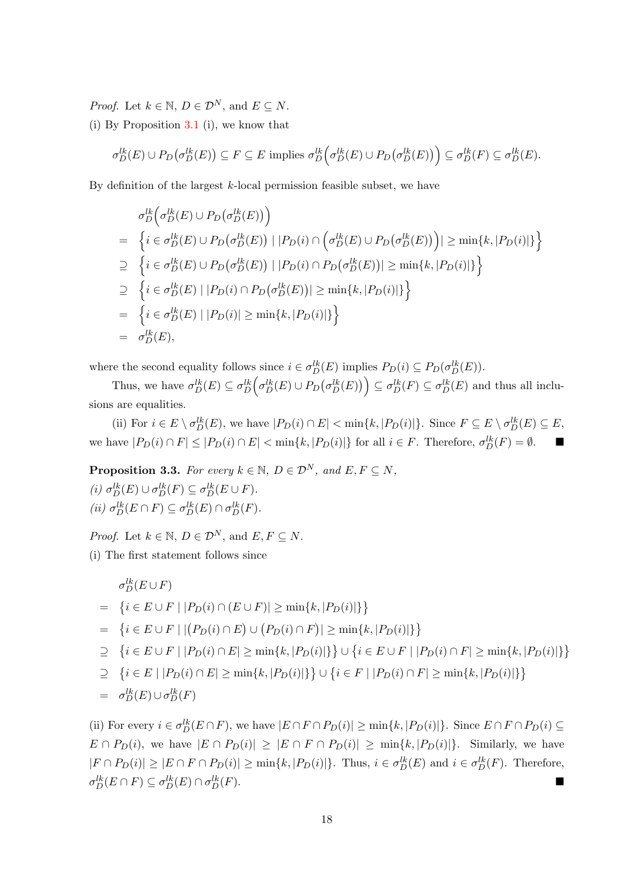*Proof.* Let $k \in \mathbb{N}$, $D \in \mathcal{D}^N$, and $E \subseteq N$.

(i) By Proposition 3.1 (i), we know that

$$\sigma_D^{lk}(E) \cup P_D\big(\sigma_D^{lk}(E)\big) \subseteq F \subseteq E \text{ implies } \sigma_D^{lk}\Big(\sigma_D^{lk}(E) \cup P_D\big(\sigma_D^{lk}(E)\big)\Big) \subseteq \sigma_D^{lk}(F) \subseteq \sigma_D^{lk}(E).$$

By definition of the largest $k$-local permission feasible subset, we have

$$\begin{aligned}
& \sigma_D^{lk}\Big(\sigma_D^{lk}(E) \cup P_D\big(\sigma_D^{lk}(E)\big)\Big) \\
= & \Big\{i \in \sigma_D^{lk}(E) \cup P_D\big(\sigma_D^{lk}(E)\big) \mid |P_D(i) \cap \Big(\sigma_D^{lk}(E) \cup P_D\big(\sigma_D^{lk}(E)\big)\Big)| \geq \min\{k, |P_D(i)|\}\Big\} \\
\supseteq & \Big\{i \in \sigma_D^{lk}(E) \cup P_D\big(\sigma_D^{lk}(E)\big) \mid |P_D(i) \cap P_D\big(\sigma_D^{lk}(E)\big)| \geq \min\{k, |P_D(i)|\}\Big\} \\
\supseteq & \Big\{i \in \sigma_D^{lk}(E) \mid |P_D(i) \cap P_D\big(\sigma_D^{lk}(E)\big)| \geq \min\{k, |P_D(i)|\}\Big\} \\
= & \Big\{i \in \sigma_D^{lk}(E) \mid |P_D(i)| \geq \min\{k, |P_D(i)|\}\Big\} \\
= & \sigma_D^{lk}(E),
\end{aligned}$$

where the second equality follows since $i \in \sigma_D^{lk}(E)$ implies $P_D(i) \subseteq P_D(\sigma_D^{lk}(E))$.

Thus, we have $\sigma_D^{lk}(E) \subseteq \sigma_D^{lk}\Big(\sigma_D^{lk}(E) \cup P_D\big(\sigma_D^{lk}(E)\big)\Big) \subseteq \sigma_D^{lk}(F) \subseteq \sigma_D^{lk}(E)$ and thus all inclusions are equalities.

(ii) For $i \in E \setminus \sigma_D^{lk}(E)$, we have $|P_D(i) \cap E| < \min\{k, |P_D(i)|\}$. Since $F \subseteq E \setminus \sigma_D^{lk}(E) \subseteq E$, we have $|P_D(i) \cap F| \leq |P_D(i) \cap E| < \min\{k, |P_D(i)|\}$ for all $i \in F$. Therefore, $\sigma_D^{lk}(F) = \emptyset$. ■

**Proposition 3.3.** *For every $k \in \mathbb{N}$, $D \in \mathcal{D}^N$, and $E, F \subseteq N$,*

*(i) $\sigma_D^{lk}(E) \cup \sigma_D^{lk}(F) \subseteq \sigma_D^{lk}(E \cup F)$.*

*(ii) $\sigma_D^{lk}(E \cap F) \subseteq \sigma_D^{lk}(E) \cap \sigma_D^{lk}(F)$.*

*Proof.* Let $k \in \mathbb{N}$, $D \in \mathcal{D}^N$, and $E, F \subseteq N$.

(i) The first statement follows since

$$\begin{aligned}
& \sigma_D^{lk}(E \cup F) \\
= & \big\{i \in E \cup F \mid |P_D(i) \cap (E \cup F)| \geq \min\{k, |P_D(i)|\}\big\} \\
= & \big\{i \in E \cup F \mid |\big(P_D(i) \cap E\big) \cup \big(P_D(i) \cap F\big)| \geq \min\{k, |P_D(i)|\}\big\} \\
\supseteq & \big\{i \in E \cup F \mid |P_D(i) \cap E| \geq \min\{k, |P_D(i)|\}\big\} \cup \big\{i \in E \cup F \mid |P_D(i) \cap F| \geq \min\{k, |P_D(i)|\}\big\} \\
\supseteq & \big\{i \in E \mid |P_D(i) \cap E| \geq \min\{k, |P_D(i)|\}\big\} \cup \big\{i \in F \mid |P_D(i) \cap F| \geq \min\{k, |P_D(i)|\}\big\} \\
= & \sigma_D^{lk}(E) \cup \sigma_D^{lk}(F)
\end{aligned}$$

(ii) For every $i \in \sigma_D^{lk}(E \cap F)$, we have $|E \cap F \cap P_D(i)| \geq \min\{k, |P_D(i)|\}$. Since $E \cap F \cap P_D(i) \subseteq E \cap P_D(i)$, we have $|E \cap P_D(i)| \geq |E \cap F \cap P_D(i)| \geq \min\{k, |P_D(i)|\}$. Similarly, we have $|F \cap P_D(i)| \geq |E \cap F \cap P_D(i)| \geq \min\{k, |P_D(i)|\}$. Thus, $i \in \sigma_D^{lk}(E)$ and $i \in \sigma_D^{lk}(F)$. Therefore, $\sigma_D^{lk}(E \cap F) \subseteq \sigma_D^{lk}(E) \cap \sigma_D^{lk}(F)$. ■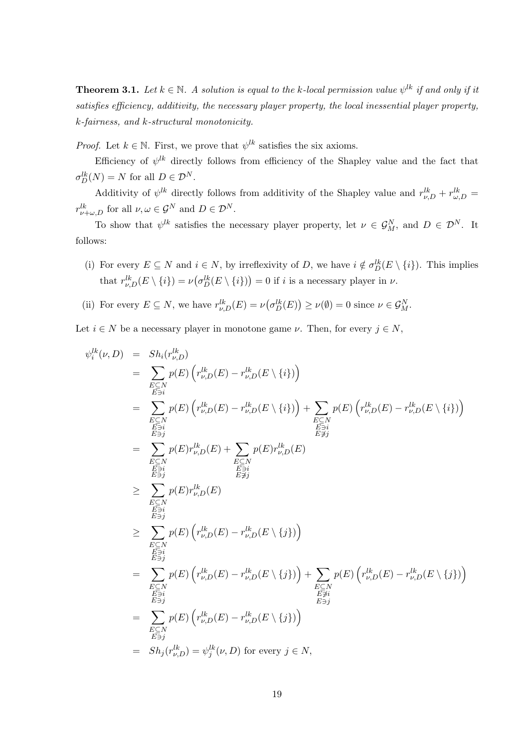**Theorem 3.1.** *Let $k \in \mathbb{N}$. A solution is equal to the k-local permission value $\psi^{lk}$ if and only if it satisfies efficiency, additivity, the necessary player property, the local inessential player property, k-fairness, and k-structural monotonicity.*

*Proof.* Let $k \in \mathbb{N}$. First, we prove that $\psi^{lk}$ satisfies the six axioms.

Efficiency of $\psi^{lk}$ directly follows from efficiency of the Shapley value and the fact that $\sigma_D^{lk}(N) = N$ for all $D \in \mathcal{D}^N$.

Additivity of $\psi^{lk}$ directly follows from additivity of the Shapley value and $r^{lk}_{\nu,D} + r^{lk}_{\omega,D} = r^{lk}_{\nu+\omega,D}$ for all $\nu, \omega \in \mathcal{G}^N$ and $D \in \mathcal{D}^N$.

To show that $\psi^{lk}$ satisfies the necessary player property, let $\nu \in \mathcal{G}^N_M$, and $D \in \mathcal{D}^N$. It follows:

(i) For every $E \subseteq N$ and $i \in N$, by irreflexivity of $D$, we have $i \notin \sigma^{lk}_D(E \setminus \{i\})$. This implies that $r^{lk}_{\nu,D}(E \setminus \{i\}) = \nu\big(\sigma^{lk}_D(E \setminus \{i\})\big) = 0$ if $i$ is a necessary player in $\nu$.

(ii) For every $E \subseteq N$, we have $r^{lk}_{\nu,D}(E) = \nu\big(\sigma^{lk}_D(E)\big) \geq \nu(\emptyset) = 0$ since $\nu \in \mathcal{G}^N_M$.

Let $i \in N$ be a necessary player in monotone game $\nu$. Then, for every $j \in N$,

$$
\begin{aligned}
\psi_i^{lk}(\nu, D) &= Sh_i(r^{lk}_{\nu,D}) \\
&= \sum_{\substack{E \subseteq N \\ E \ni i}} p(E)\left(r^{lk}_{\nu,D}(E) - r^{lk}_{\nu,D}(E \setminus \{i\})\right) \\
&= \sum_{\substack{E \subseteq N \\ E \ni i \\ E \ni j}} p(E)\left(r^{lk}_{\nu,D}(E) - r^{lk}_{\nu,D}(E \setminus \{i\})\right) + \sum_{\substack{E \subseteq N \\ E \ni i \\ E \not\ni j}} p(E)\left(r^{lk}_{\nu,D}(E) - r^{lk}_{\nu,D}(E \setminus \{i\})\right) \\
&= \sum_{\substack{E \subseteq N \\ E \ni i \\ E \ni j}} p(E) r^{lk}_{\nu,D}(E) + \sum_{\substack{E \subseteq N \\ E \ni i \\ E \not\ni j}} p(E) r^{lk}_{\nu,D}(E) \\
&\geq \sum_{\substack{E \subseteq N \\ E \ni i \\ E \ni j}} p(E) r^{lk}_{\nu,D}(E) \\
&\geq \sum_{\substack{E \subseteq N \\ E \ni i \\ E \ni j}} p(E)\left(r^{lk}_{\nu,D}(E) - r^{lk}_{\nu,D}(E \setminus \{j\})\right) \\
&= \sum_{\substack{E \subseteq N \\ E \ni i \\ E \ni j}} p(E)\left(r^{lk}_{\nu,D}(E) - r^{lk}_{\nu,D}(E \setminus \{j\})\right) + \sum_{\substack{E \subseteq N \\ E \not\ni i \\ E \ni j}} p(E)\left(r^{lk}_{\nu,D}(E) - r^{lk}_{\nu,D}(E \setminus \{j\})\right) \\
&= \sum_{\substack{E \subseteq N \\ E \ni j}} p(E)\left(r^{lk}_{\nu,D}(E) - r^{lk}_{\nu,D}(E \setminus \{j\})\right) \\
&= Sh_j(r^{lk}_{\nu,D}) = \psi_j^{lk}(\nu, D) \text{ for every } j \in N,
\end{aligned}
$$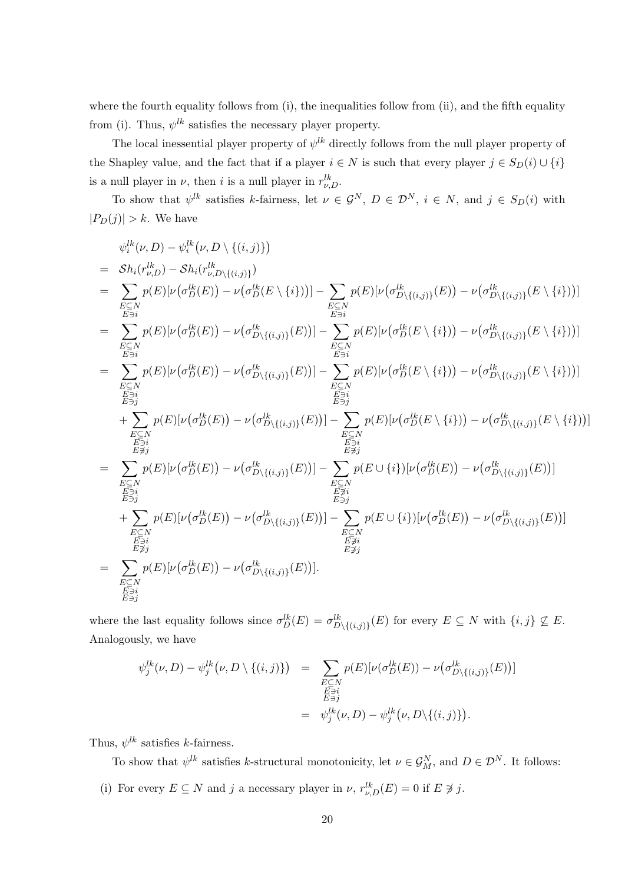where the fourth equality follows from (i), the inequalities follow from (ii), and the fifth equality from (i). Thus, $\psi^{lk}$ satisfies the necessary player property.

The local inessential player property of $\psi^{lk}$ directly follows from the null player property of the Shapley value, and the fact that if a player $i \in N$ is such that every player $j \in S_D(i) \cup \{i\}$ is a null player in $\nu$, then $i$ is a null player in $r^{lk}_{\nu,D}$.

To show that $\psi^{lk}$ satisfies $k$-fairness, let $\nu \in \mathcal{G}^N$, $D \in \mathcal{D}^N$, $i \in N$, and $j \in S_D(i)$ with $|P_D(j)| > k$. We have

$$
\begin{aligned}
& \psi^{lk}_i(\nu, D) - \psi^{lk}_i\big(\nu, D \setminus \{(i,j)\}\big) \\
= \;& \mathcal{S}h_i(r^{lk}_{\nu,D}) - \mathcal{S}h_i(r^{lk}_{\nu,D\setminus\{(i,j)\}}) \\
= \;& \sum_{\substack{E\subseteq N\\ E\ni i}} p(E)[\nu\big(\sigma^{lk}_D(E)\big) - \nu\big(\sigma^{lk}_D(E\setminus\{i\})\big)] - \sum_{\substack{E\subseteq N\\ E\ni i}} p(E)[\nu\big(\sigma^{lk}_{D\setminus\{(i,j)\}}(E)\big) - \nu\big(\sigma^{lk}_{D\setminus\{(i,j)\}}(E\setminus\{i\})\big)] \\
= \;& \sum_{\substack{E\subseteq N\\ E\ni i}} p(E)[\nu\big(\sigma^{lk}_D(E)\big) - \nu\big(\sigma^{lk}_{D\setminus\{(i,j)\}}(E)\big)] - \sum_{\substack{E\subseteq N\\ E\ni i}} p(E)[\nu\big(\sigma^{lk}_D(E\setminus\{i\})\big) - \nu\big(\sigma^{lk}_{D\setminus\{(i,j)\}}(E\setminus\{i\})\big)] \\
= \;& \sum_{\substack{E\subseteq N\\ E\ni i\\ E\ni j}} p(E)[\nu\big(\sigma^{lk}_D(E)\big) - \nu\big(\sigma^{lk}_{D\setminus\{(i,j)\}}(E)\big)] - \sum_{\substack{E\subseteq N\\ E\ni i\\ E\ni j}} p(E)[\nu\big(\sigma^{lk}_D(E\setminus\{i\})\big) - \nu\big(\sigma^{lk}_{D\setminus\{(i,j)\}}(E\setminus\{i\})\big)] \\
& + \sum_{\substack{E\subseteq N\\ E\ni i\\ E\not\ni j}} p(E)[\nu\big(\sigma^{lk}_D(E)\big) - \nu\big(\sigma^{lk}_{D\setminus\{(i,j)\}}(E)\big)] - \sum_{\substack{E\subseteq N\\ E\ni i\\ E\not\ni j}} p(E)[\nu\big(\sigma^{lk}_D(E\setminus\{i\})\big) - \nu\big(\sigma^{lk}_{D\setminus\{(i,j)\}}(E\setminus\{i\})\big)] \\
= \;& \sum_{\substack{E\subseteq N\\ E\ni i\\ E\ni j}} p(E)[\nu\big(\sigma^{lk}_D(E)\big) - \nu\big(\sigma^{lk}_{D\setminus\{(i,j)\}}(E)\big)] - \sum_{\substack{E\subseteq N\\ E\not\ni i\\ E\ni j}} p(E\cup\{i\})[\nu\big(\sigma^{lk}_D(E)\big) - \nu\big(\sigma^{lk}_{D\setminus\{(i,j)\}}(E)\big)] \\
& + \sum_{\substack{E\subseteq N\\ E\ni i\\ E\not\ni j}} p(E)[\nu\big(\sigma^{lk}_D(E)\big) - \nu\big(\sigma^{lk}_{D\setminus\{(i,j)\}}(E)\big)] - \sum_{\substack{E\subseteq N\\ E\not\ni i\\ E\not\ni j}} p(E\cup\{i\})[\nu\big(\sigma^{lk}_D(E)\big) - \nu\big(\sigma^{lk}_{D\setminus\{(i,j)\}}(E)\big)] \\
= \;& \sum_{\substack{E\subseteq N\\ E\ni i\\ E\ni j}} p(E)[\nu\big(\sigma^{lk}_D(E)\big) - \nu\big(\sigma^{lk}_{D\setminus\{(i,j)\}}(E)\big)].
\end{aligned}
$$

where the last equality follows since $\sigma^{lk}_D(E) = \sigma^{lk}_{D\setminus\{(i,j)\}}(E)$ for every $E \subseteq N$ with $\{i,j\} \not\subseteq E$. Analogously, we have

$$
\begin{aligned}
\psi^{lk}_j(\nu, D) - \psi^{lk}_j\big(\nu, D \setminus \{(i,j)\}\big) &= \sum_{\substack{E\subseteq N\\ E\ni i\\ E\ni j}} p(E)[\nu(\sigma^{lk}_D(E)) - \nu\big(\sigma^{lk}_{D\setminus\{(i,j)\}}(E)\big)] \\
&= \psi^{lk}_j(\nu, D) - \psi^{lk}_j\big(\nu, D\setminus\{(i,j)\}\big).
\end{aligned}
$$

Thus, $\psi^{lk}$ satisfies $k$-fairness.

To show that $\psi^{lk}$ satisfies $k$-structural monotonicity, let $\nu \in \mathcal{G}^N_M$, and $D \in \mathcal{D}^N$. It follows:

(i) For every $E \subseteq N$ and $j$ a necessary player in $\nu$, $r^{lk}_{\nu,D}(E) = 0$ if $E \not\ni j$.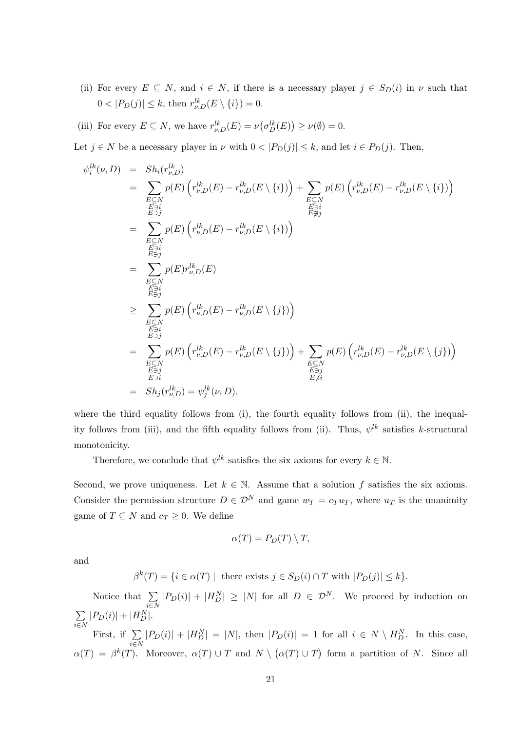(ii) For every $E \subseteq N$, and $i \in N$, if there is a necessary player $j \in S_D(i)$ in $\nu$ such that $0 < |P_D(j)| \leq k$, then $r^{lk}_{\nu,D}(E \setminus \{i\}) = 0$.

(iii) For every $E \subseteq N$, we have $r^{lk}_{\nu,D}(E) = \nu\big(\sigma^{lk}_D(E)\big) \geq \nu(\emptyset) = 0$.

Let $j \in N$ be a necessary player in $\nu$ with $0 < |P_D(j)| \leq k$, and let $i \in P_D(j)$. Then,

$$
\begin{aligned}
\psi^{lk}_i(\nu, D) &= Sh_i(r^{lk}_{\nu,D}) \\
&= \sum_{\substack{E \subseteq N \\ E \ni i \\ E \ni j}} p(E)\left(r^{lk}_{\nu,D}(E) - r^{lk}_{\nu,D}(E \setminus \{i\})\right) + \sum_{\substack{E \subseteq N \\ E \ni i \\ E \not\ni j}} p(E)\left(r^{lk}_{\nu,D}(E) - r^{lk}_{\nu,D}(E \setminus \{i\})\right) \\
&= \sum_{\substack{E \subseteq N \\ E \ni i \\ E \ni j}} p(E)\left(r^{lk}_{\nu,D}(E) - r^{lk}_{\nu,D}(E \setminus \{i\})\right) \\
&= \sum_{\substack{E \subseteq N \\ E \ni i \\ E \ni j}} p(E) r^{lk}_{\nu,D}(E) \\
&\geq \sum_{\substack{E \subseteq N \\ E \ni i \\ E \ni j}} p(E)\left(r^{lk}_{\nu,D}(E) - r^{lk}_{\nu,D}(E \setminus \{j\})\right) \\
&= \sum_{\substack{E \subseteq N \\ E \ni j \\ E \ni i}} p(E)\left(r^{lk}_{\nu,D}(E) - r^{lk}_{\nu,D}(E \setminus \{j\})\right) + \sum_{\substack{E \subseteq N \\ E \ni j \\ E \not\ni i}} p(E)\left(r^{lk}_{\nu,D}(E) - r^{lk}_{\nu,D}(E \setminus \{j\})\right) \\
&= Sh_j(r^{lk}_{\nu,D}) = \psi^{lk}_j(\nu, D),
\end{aligned}
$$

where the third equality follows from (i), the fourth equality follows from (ii), the inequality follows from (iii), and the fifth equality follows from (ii). Thus, $\psi^{lk}$ satisfies $k$-structural monotonicity.

Therefore, we conclude that $\psi^{lk}$ satisfies the six axioms for every $k \in \mathbb{N}$.

Second, we prove uniqueness. Let $k \in \mathbb{N}$. Assume that a solution $f$ satisfies the six axioms. Consider the permission structure $D \in \mathcal{D}^N$ and game $w_T = c_T u_T$, where $u_T$ is the unanimity game of $T \subseteq N$ and $c_T \geq 0$. We define

$$
\alpha(T) = P_D(T) \setminus T,
$$

and

$$
\beta^k(T) = \{i \in \alpha(T) \mid \text{ there exists } j \in S_D(i) \cap T \text{ with } |P_D(j)| \leq k\}.
$$

Notice that $\sum_{i \in N} |P_D(i)| + |H^N_D| \geq |N|$ for all $D \in \mathcal{D}^N$. We proceed by induction on $\sum_{i \in N} |P_D(i)| + |H^N_D|$.

First, if $\sum_{i \in N} |P_D(i)| + |H^N_D| = |N|$, then $|P_D(i)| = 1$ for all $i \in N \setminus H^N_D$. In this case, $\alpha(T) = \beta^k(T)$. Moreover, $\alpha(T) \cup T$ and $N \setminus \big(\alpha(T) \cup T\big)$ form a partition of $N$. Since all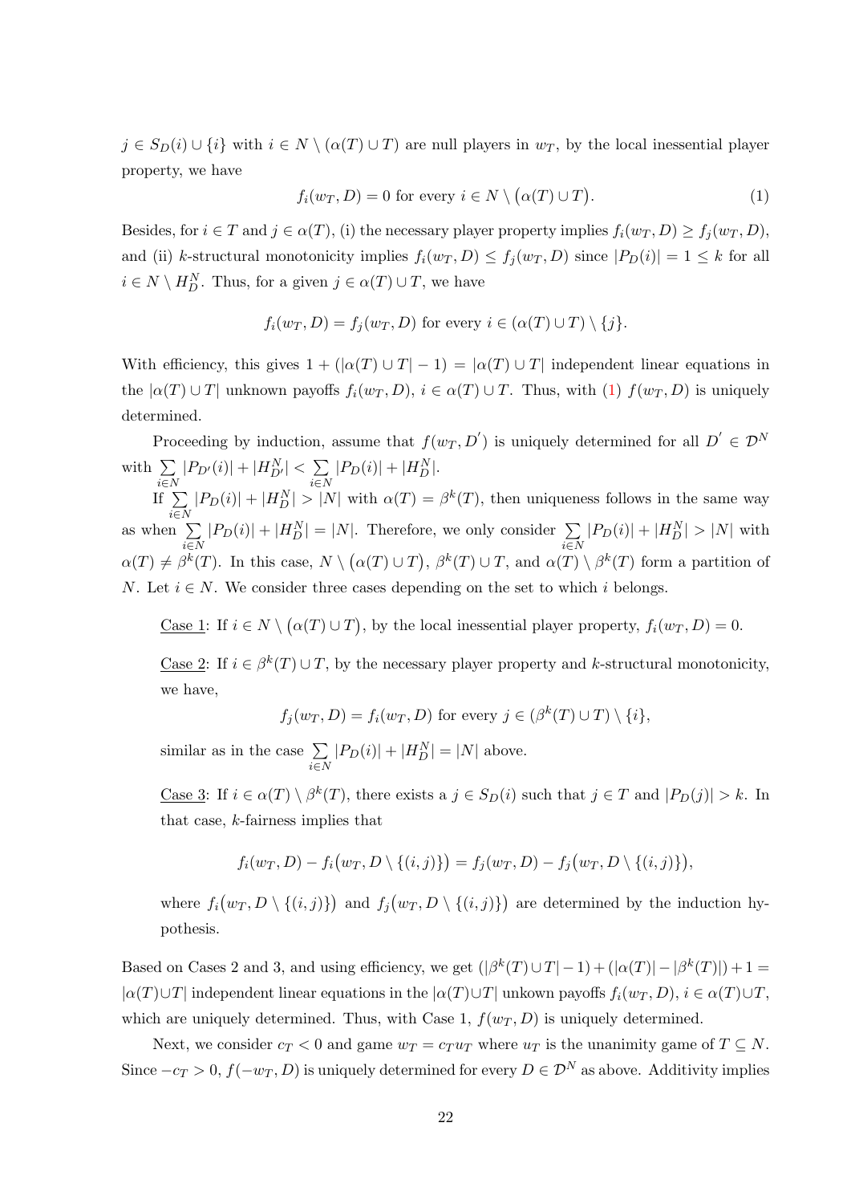$j \in S_D(i) \cup \{i\}$ with $i \in N \setminus (\alpha(T) \cup T)$ are null players in $w_T$, by the local inessential player property, we have

$$f_i(w_T, D) = 0 \text{ for every } i \in N \setminus \big(\alpha(T) \cup T\big). \tag{1}$$

Besides, for $i \in T$ and $j \in \alpha(T)$, (i) the necessary player property implies $f_i(w_T, D) \geq f_j(w_T, D)$, and (ii) $k$-structural monotonicity implies $f_i(w_T, D) \leq f_j(w_T, D)$ since $|P_D(i)| = 1 \leq k$ for all $i \in N \setminus H_D^N$. Thus, for a given $j \in \alpha(T) \cup T$, we have

$$f_i(w_T, D) = f_j(w_T, D) \text{ for every } i \in (\alpha(T) \cup T) \setminus \{j\}.$$

With efficiency, this gives $1 + (|\alpha(T) \cup T| - 1) = |\alpha(T) \cup T|$ independent linear equations in the $|\alpha(T) \cup T|$ unknown payoffs $f_i(w_T, D)$, $i \in \alpha(T) \cup T$. Thus, with (1) $f(w_T, D)$ is uniquely determined.

Proceeding by induction, assume that $f(w_T, D')$ is uniquely determined for all $D' \in \mathcal{D}^N$ with $\sum_{i \in N} |P_{D'}(i)| + |H_{D'}^N| < \sum_{i \in N} |P_D(i)| + |H_D^N|$.

If $\sum_{i \in N} |P_D(i)| + |H_D^N| > |N|$ with $\alpha(T) = \beta^k(T)$, then uniqueness follows in the same way as when $\sum_{i \in N} |P_D(i)| + |H_D^N| = |N|$. Therefore, we only consider $\sum_{i \in N} |P_D(i)| + |H_D^N| > |N|$ with $\alpha(T) \neq \beta^k(T)$. In this case, $N \setminus \big(\alpha(T) \cup T\big)$, $\beta^k(T) \cup T$, and $\alpha(T) \setminus \beta^k(T)$ form a partition of $N$. Let $i \in N$. We consider three cases depending on the set to which $i$ belongs.

Case 1: If $i \in N \setminus \big(\alpha(T) \cup T\big)$, by the local inessential player property, $f_i(w_T, D) = 0$.

Case 2: If $i \in \beta^k(T) \cup T$, by the necessary player property and $k$-structural monotonicity, we have,

$$f_j(w_T, D) = f_i(w_T, D) \text{ for every } j \in (\beta^k(T) \cup T) \setminus \{i\},$$

similar as in the case $\sum_{i \in N} |P_D(i)| + |H_D^N| = |N|$ above.

Case 3: If $i \in \alpha(T) \setminus \beta^k(T)$, there exists a $j \in S_D(i)$ such that $j \in T$ and $|P_D(j)| > k$. In that case, $k$-fairness implies that

$$f_i(w_T, D) - f_i\big(w_T, D \setminus \{(i,j)\}\big) = f_j(w_T, D) - f_j\big(w_T, D \setminus \{(i,j)\}\big),$$

where $f_i\big(w_T, D \setminus \{(i,j)\}\big)$ and $f_j\big(w_T, D \setminus \{(i,j)\}\big)$ are determined by the induction hypothesis.

Based on Cases 2 and 3, and using efficiency, we get $(|\beta^k(T) \cup T| - 1) + (|\alpha(T)| - |\beta^k(T)|) + 1 = |\alpha(T) \cup T|$ independent linear equations in the $|\alpha(T) \cup T|$ unkown payoffs $f_i(w_T, D)$, $i \in \alpha(T) \cup T$, which are uniquely determined. Thus, with Case 1, $f(w_T, D)$ is uniquely determined.

Next, we consider $c_T < 0$ and game $w_T = c_T u_T$ where $u_T$ is the unanimity game of $T \subseteq N$. Since $-c_T > 0$, $f(-w_T, D)$ is uniquely determined for every $D \in \mathcal{D}^N$ as above. Additivity implies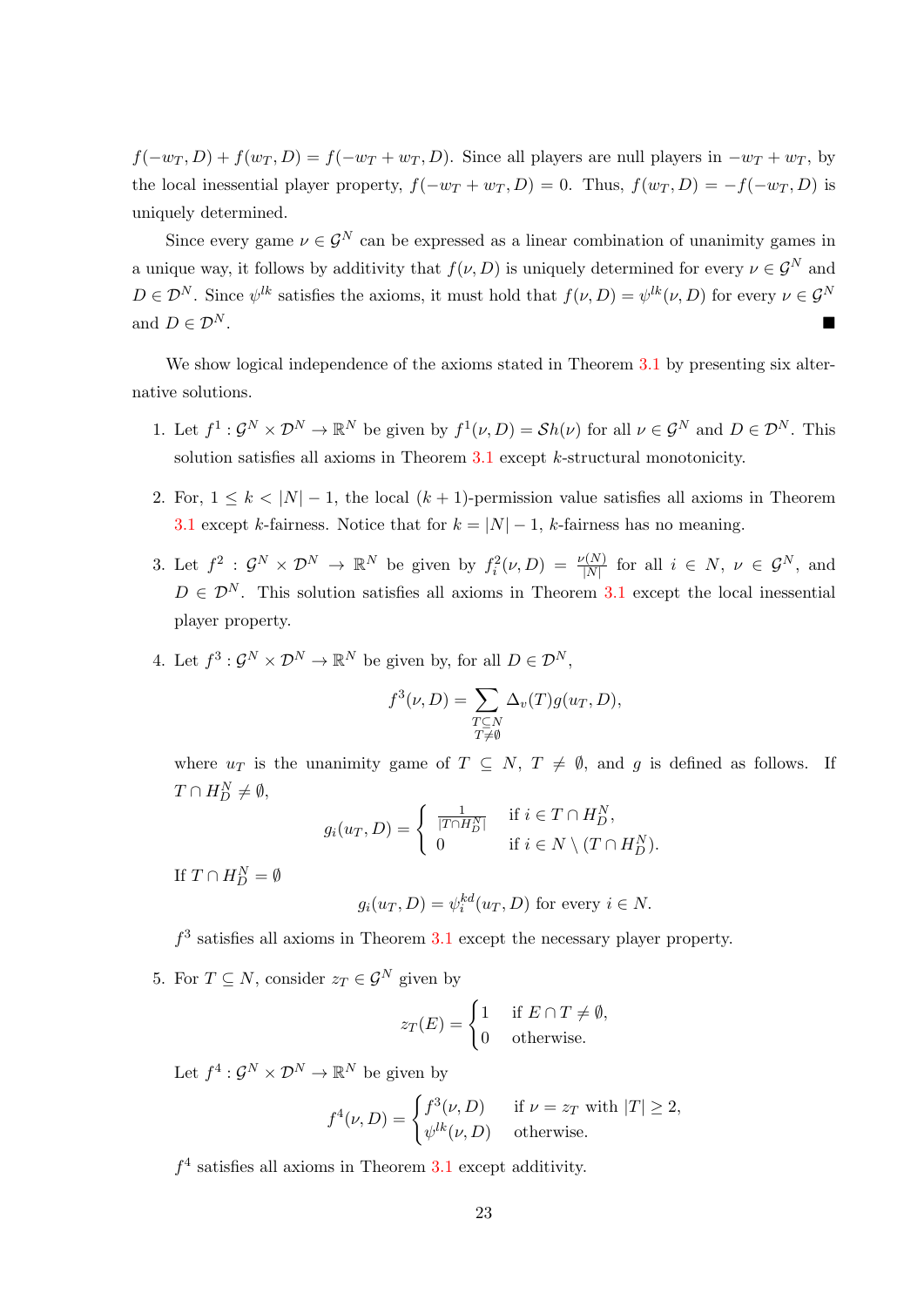$f(-w_T, D) + f(w_T, D) = f(-w_T + w_T, D)$. Since all players are null players in $-w_T + w_T$, by the local inessential player property, $f(-w_T + w_T, D) = 0$. Thus, $f(w_T, D) = -f(-w_T, D)$ is uniquely determined.

Since every game $\nu \in \mathcal{G}^N$ can be expressed as a linear combination of unanimity games in a unique way, it follows by additivity that $f(\nu, D)$ is uniquely determined for every $\nu \in \mathcal{G}^N$ and $D \in \mathcal{D}^N$. Since $\psi^{lk}$ satisfies the axioms, it must hold that $f(\nu, D) = \psi^{lk}(\nu, D)$ for every $\nu \in \mathcal{G}^N$ and $D \in \mathcal{D}^N$. ■

We show logical independence of the axioms stated in Theorem 3.1 by presenting six alternative solutions.

1. Let $f^1 : \mathcal{G}^N \times \mathcal{D}^N \to \mathbb{R}^N$ be given by $f^1(\nu, D) = \mathcal{S}h(\nu)$ for all $\nu \in \mathcal{G}^N$ and $D \in \mathcal{D}^N$. This solution satisfies all axioms in Theorem 3.1 except $k$-structural monotonicity.

2. For, $1 \leq k < |N| - 1$, the local $(k+1)$-permission value satisfies all axioms in Theorem 3.1 except $k$-fairness. Notice that for $k = |N| - 1$, $k$-fairness has no meaning.

3. Let $f^2 : \mathcal{G}^N \times \mathcal{D}^N \to \mathbb{R}^N$ be given by $f_i^2(\nu, D) = \frac{\nu(N)}{|N|}$ for all $i \in N$, $\nu \in \mathcal{G}^N$, and $D \in \mathcal{D}^N$. This solution satisfies all axioms in Theorem 3.1 except the local inessential player property.

4. Let $f^3 : \mathcal{G}^N \times \mathcal{D}^N \to \mathbb{R}^N$ be given by, for all $D \in \mathcal{D}^N$,

$$f^3(\nu, D) = \sum_{\substack{T \subseteq N \\ T \neq \emptyset}} \Delta_v(T) g(u_T, D),$$

where $u_T$ is the unanimity game of $T \subseteq N$, $T \neq \emptyset$, and $g$ is defined as follows. If $T \cap H_D^N \neq \emptyset$,

$$g_i(u_T, D) = \begin{cases} \frac{1}{|T \cap H_D^N|} & \text{if } i \in T \cap H_D^N, \\ 0 & \text{if } i \in N \setminus (T \cap H_D^N). \end{cases}$$

If $T \cap H_D^N = \emptyset$

$$g_i(u_T, D) = \psi_i^{kd}(u_T, D) \text{ for every } i \in N.$$

$f^3$ satisfies all axioms in Theorem 3.1 except the necessary player property.

5. For $T \subseteq N$, consider $z_T \in \mathcal{G}^N$ given by

$$z_T(E) = \begin{cases} 1 & \text{if } E \cap T \neq \emptyset, \\ 0 & \text{otherwise.} \end{cases}$$

Let $f^4 : \mathcal{G}^N \times \mathcal{D}^N \to \mathbb{R}^N$ be given by

$$f^4(\nu, D) = \begin{cases} f^3(\nu, D) & \text{if } \nu = z_T \text{ with } |T| \geq 2, \\ \psi^{lk}(\nu, D) & \text{otherwise.} \end{cases}$$

$f^4$ satisfies all axioms in Theorem 3.1 except additivity.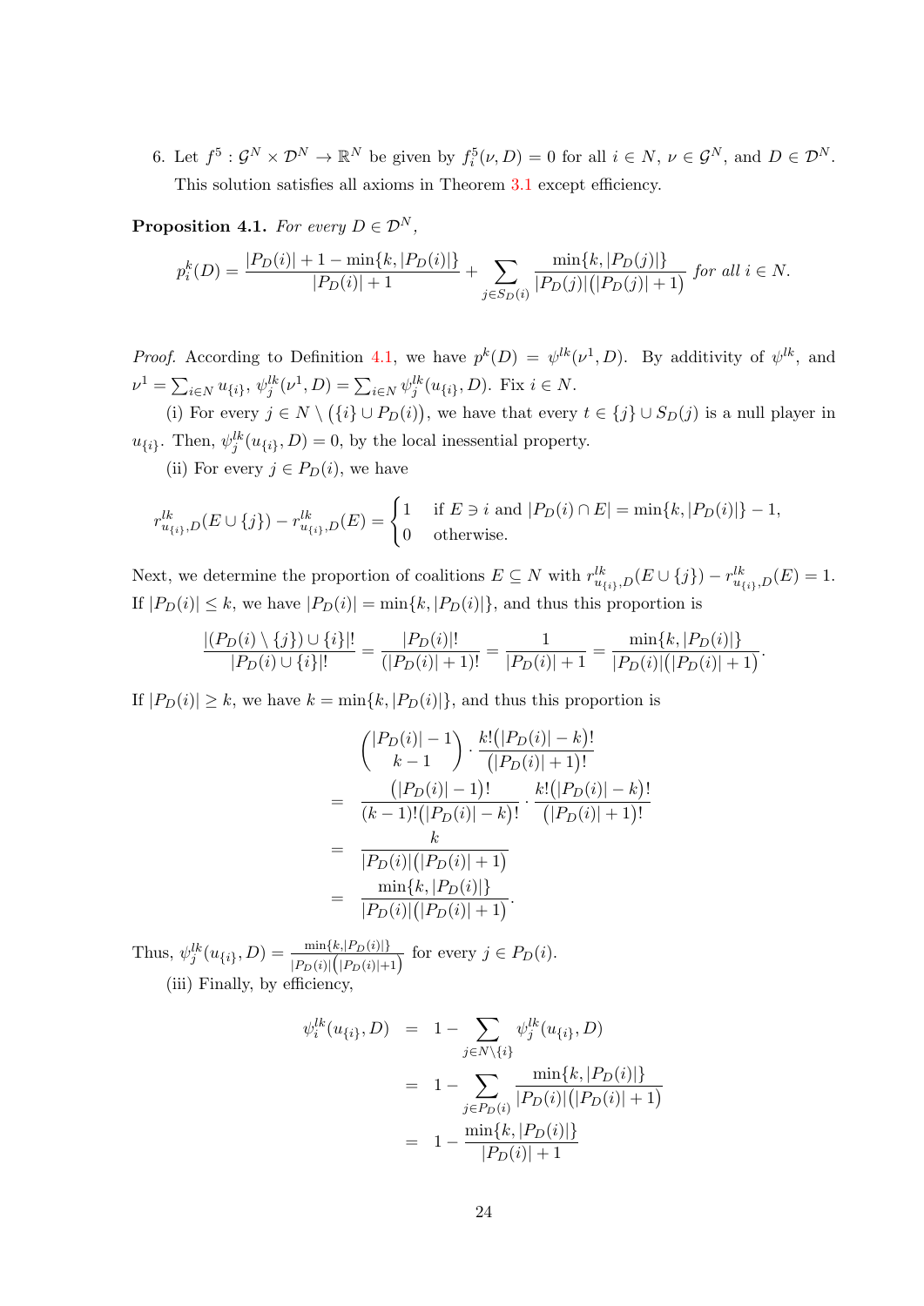6. Let $f^5 : \mathcal{G}^N \times \mathcal{D}^N \to \mathbb{R}^N$ be given by $f^5_i(\nu, D) = 0$ for all $i \in N$, $\nu \in \mathcal{G}^N$, and $D \in \mathcal{D}^N$. This solution satisfies all axioms in Theorem 3.1 except efficiency.

**Proposition 4.1.** *For every $D \in \mathcal{D}^N$,*

$$p^k_i(D) = \frac{|P_D(i)| + 1 - \min\{k, |P_D(i)|\}}{|P_D(i)| + 1} + \sum_{j \in S_D(i)} \frac{\min\{k, |P_D(j)|\}}{|P_D(j)|\big(|P_D(j)| + 1\big)} \text{ for all } i \in N.$$

*Proof.* According to Definition 4.1, we have $p^k(D) = \psi^{lk}(\nu^1, D)$. By additivity of $\psi^{lk}$, and $\nu^1 = \sum_{i \in N} u_{\{i\}}$, $\psi^{lk}_j(\nu^1, D) = \sum_{i \in N} \psi^{lk}_j(u_{\{i\}}, D)$. Fix $i \in N$.

(i) For every $j \in N \setminus \big(\{i\} \cup P_D(i)\big)$, we have that every $t \in \{j\} \cup S_D(j)$ is a null player in $u_{\{i\}}$. Then, $\psi^{lk}_j(u_{\{i\}}, D) = 0$, by the local inessential property.

(ii) For every $j \in P_D(i)$, we have

$$r^{lk}_{u_{\{i\}},D}(E \cup \{j\}) - r^{lk}_{u_{\{i\}},D}(E) = \begin{cases} 1 & \text{if } E \ni i \text{ and } |P_D(i) \cap E| = \min\{k, |P_D(i)|\} - 1, \\ 0 & \text{otherwise.} \end{cases}$$

Next, we determine the proportion of coalitions $E \subseteq N$ with $r^{lk}_{u_{\{i\}},D}(E \cup \{j\}) - r^{lk}_{u_{\{i\}},D}(E) = 1$. If $|P_D(i)| \leq k$, we have $|P_D(i)| = \min\{k, |P_D(i)|\}$, and thus this proportion is

$$\frac{|(P_D(i) \setminus \{j\}) \cup \{i\}|!}{|P_D(i) \cup \{i\}|!} = \frac{|P_D(i)|!}{(|P_D(i)| + 1)!} = \frac{1}{|P_D(i)| + 1} = \frac{\min\{k, |P_D(i)|\}}{|P_D(i)|\big(|P_D(i)| + 1\big)}.$$

If $|P_D(i)| \geq k$, we have $k = \min\{k, |P_D(i)|\}$, and thus this proportion is

$$\begin{aligned}
& \binom{|P_D(i)| - 1}{k - 1} \cdot \frac{k!\big(|P_D(i)| - k\big)!}{\big(|P_D(i)| + 1\big)!} \\
= \quad & \frac{\big(|P_D(i)| - 1\big)!}{(k - 1)!\big(|P_D(i)| - k\big)!} \cdot \frac{k!\big(|P_D(i)| - k\big)!}{\big(|P_D(i)| + 1\big)!} \\
= \quad & \frac{k}{|P_D(i)|\big(|P_D(i)| + 1\big)} \\
= \quad & \frac{\min\{k, |P_D(i)|\}}{|P_D(i)|\big(|P_D(i)| + 1\big)}.
\end{aligned}$$

Thus, $\psi^{lk}_j(u_{\{i\}}, D) = \frac{\min\{k, |P_D(i)|\}}{|P_D(i)|\big(|P_D(i)|+1\big)}$ for every $j \in P_D(i)$.

(iii) Finally, by efficiency,

$$\begin{aligned}
\psi^{lk}_i(u_{\{i\}}, D) \quad &= \quad 1 - \sum_{j \in N \setminus \{i\}} \psi^{lk}_j(u_{\{i\}}, D) \\
&= \quad 1 - \sum_{j \in P_D(i)} \frac{\min\{k, |P_D(i)|\}}{|P_D(i)|\big(|P_D(i)| + 1\big)} \\
&= \quad 1 - \frac{\min\{k, |P_D(i)|\}}{|P_D(i)| + 1}
\end{aligned}$$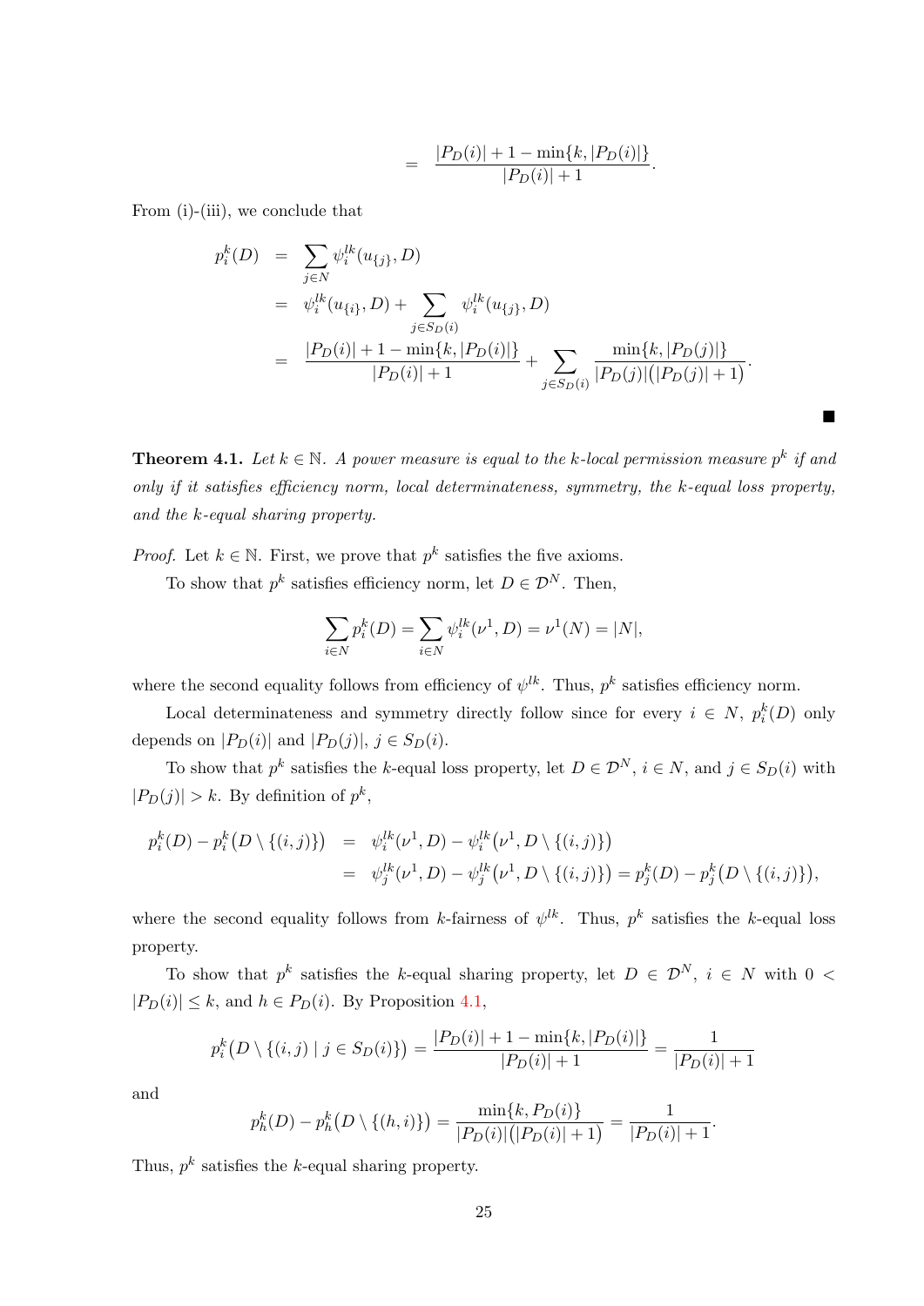$$= \frac{|P_D(i)| + 1 - \min\{k, |P_D(i)|\}}{|P_D(i)| + 1}.$$

From (i)-(iii), we conclude that

$$\begin{aligned}
p_i^k(D) &= \sum_{j \in N} \psi_i^{lk}(u_{\{j\}}, D) \\
&= \psi_i^{lk}(u_{\{i\}}, D) + \sum_{j \in S_D(i)} \psi_i^{lk}(u_{\{j\}}, D) \\
&= \frac{|P_D(i)| + 1 - \min\{k, |P_D(i)|\}}{|P_D(i)| + 1} + \sum_{j \in S_D(i)} \frac{\min\{k, |P_D(j)|\}}{|P_D(j)|\big(|P_D(j)| + 1\big)}.
\end{aligned}$$

■

**Theorem 4.1.** *Let $k \in \mathbb{N}$. A power measure is equal to the $k$-local permission measure $p^k$ if and only if it satisfies efficiency norm, local determinateness, symmetry, the $k$-equal loss property, and the $k$-equal sharing property.*

*Proof.* Let $k \in \mathbb{N}$. First, we prove that $p^k$ satisfies the five axioms.

To show that $p^k$ satisfies efficiency norm, let $D \in \mathcal{D}^N$. Then,

$$\sum_{i \in N} p_i^k(D) = \sum_{i \in N} \psi_i^{lk}(\nu^1, D) = \nu^1(N) = |N|,$$

where the second equality follows from efficiency of $\psi^{lk}$. Thus, $p^k$ satisfies efficiency norm.

Local determinateness and symmetry directly follow since for every $i \in N$, $p_i^k(D)$ only depends on $|P_D(i)|$ and $|P_D(j)|$, $j \in S_D(i)$.

To show that $p^k$ satisfies the $k$-equal loss property, let $D \in \mathcal{D}^N$, $i \in N$, and $j \in S_D(i)$ with $|P_D(j)| > k$. By definition of $p^k$,

$$\begin{aligned}
p_i^k(D) - p_i^k\big(D \setminus \{(i,j)\}\big) &= \psi_i^{lk}(\nu^1, D) - \psi_i^{lk}\big(\nu^1, D \setminus \{(i,j)\}\big) \\
&= \psi_j^{lk}(\nu^1, D) - \psi_j^{lk}\big(\nu^1, D \setminus \{(i,j)\}\big) = p_j^k(D) - p_j^k\big(D \setminus \{(i,j)\}\big),
\end{aligned}$$

where the second equality follows from $k$-fairness of $\psi^{lk}$. Thus, $p^k$ satisfies the $k$-equal loss property.

To show that $p^k$ satisfies the $k$-equal sharing property, let $D \in \mathcal{D}^N$, $i \in N$ with $0 < |P_D(i)| \leq k$, and $h \in P_D(i)$. By Proposition 4.1,

$$p_i^k\big(D \setminus \{(i,j) \mid j \in S_D(i)\}\big) = \frac{|P_D(i)| + 1 - \min\{k, |P_D(i)|\}}{|P_D(i)| + 1} = \frac{1}{|P_D(i)| + 1}$$

and

$$p_h^k(D) - p_h^k\big(D \setminus \{(h,i)\}\big) = \frac{\min\{k, P_D(i)\}}{|P_D(i)|\big(|P_D(i)| + 1\big)} = \frac{1}{|P_D(i)| + 1}.$$

Thus, $p^k$ satisfies the $k$-equal sharing property.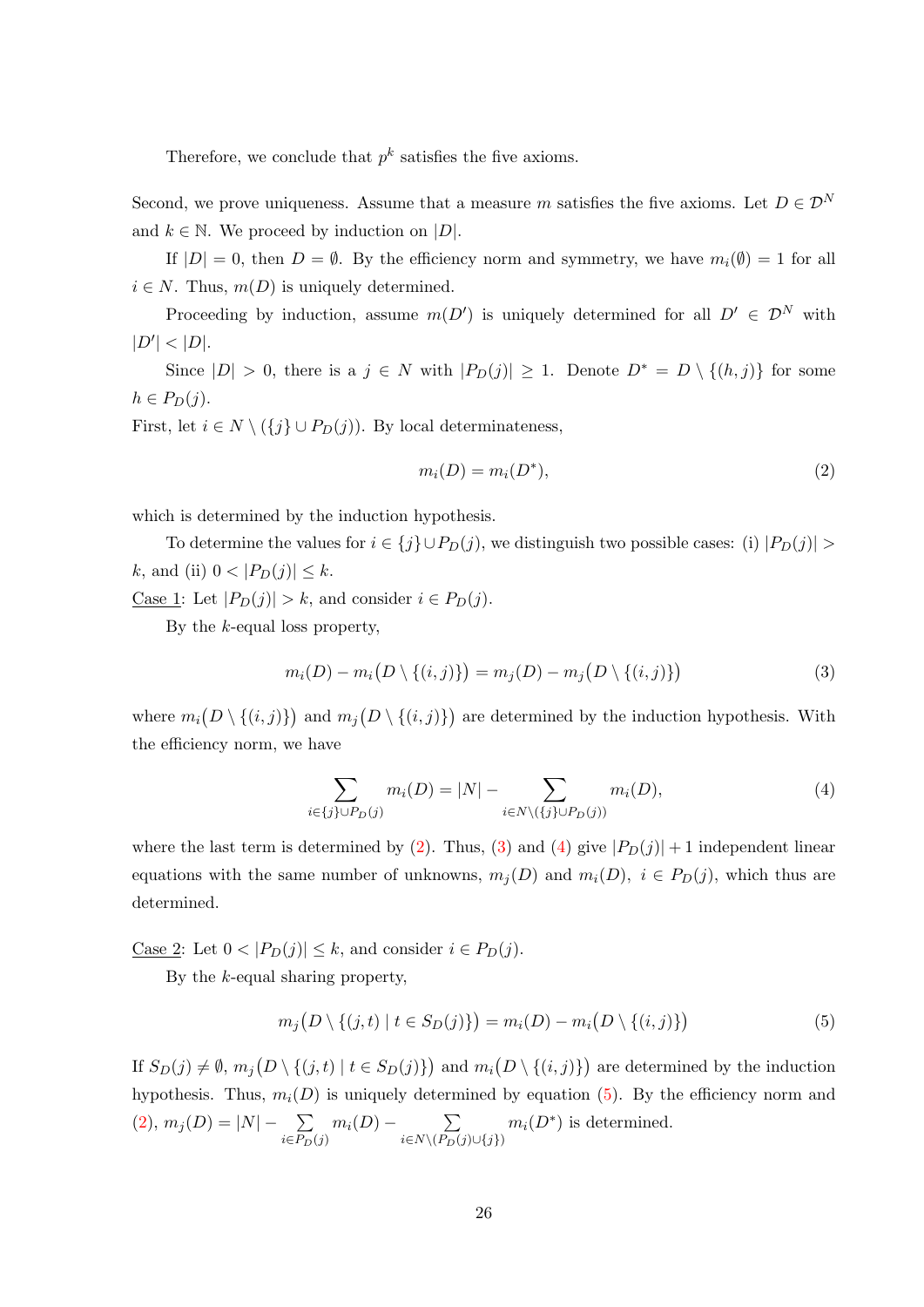Therefore, we conclude that $p^k$ satisfies the five axioms.

Second, we prove uniqueness. Assume that a measure $m$ satisfies the five axioms. Let $D \in \mathcal{D}^N$ and $k \in \mathbb{N}$. We proceed by induction on $|D|$.

If $|D| = 0$, then $D = \emptyset$. By the efficiency norm and symmetry, we have $m_i(\emptyset) = 1$ for all $i \in N$. Thus, $m(D)$ is uniquely determined.

Proceeding by induction, assume $m(D')$ is uniquely determined for all $D' \in \mathcal{D}^N$ with $|D'| < |D|$.

Since $|D| > 0$, there is a $j \in N$ with $|P_D(j)| \geq 1$. Denote $D^* = D \setminus \{(h, j)\}$ for some $h \in P_D(j)$.

First, let $i \in N \setminus (\{j\} \cup P_D(j))$. By local determinateness,

$$m_i(D) = m_i(D^*), \tag{2}$$

which is determined by the induction hypothesis.

To determine the values for $i \in \{j\} \cup P_D(j)$, we distinguish two possible cases: (i) $|P_D(j)| > k$, and (ii) $0 < |P_D(j)| \leq k$.

Case 1: Let $|P_D(j)| > k$, and consider $i \in P_D(j)$.

By the $k$-equal loss property,

$$m_i(D) - m_i\big(D \setminus \{(i, j)\}\big) = m_j(D) - m_j\big(D \setminus \{(i, j)\}\big) \tag{3}$$

where $m_i\big(D \setminus \{(i, j)\}\big)$ and $m_j\big(D \setminus \{(i, j)\}\big)$ are determined by the induction hypothesis. With the efficiency norm, we have

$$\sum_{i \in \{j\} \cup P_D(j)} m_i(D) = |N| - \sum_{i \in N \setminus (\{j\} \cup P_D(j))} m_i(D), \tag{4}$$

where the last term is determined by (2). Thus, (3) and (4) give $|P_D(j)| + 1$ independent linear equations with the same number of unknowns, $m_j(D)$ and $m_i(D)$, $i \in P_D(j)$, which thus are determined.

Case 2: Let $0 < |P_D(j)| \leq k$, and consider $i \in P_D(j)$.

By the $k$-equal sharing property,

$$m_j\big(D \setminus \{(j, t) \mid t \in S_D(j)\}\big) = m_i(D) - m_i\big(D \setminus \{(i, j)\}\big) \tag{5}$$

If $S_D(j) \neq \emptyset$, $m_j\big(D \setminus \{(j, t) \mid t \in S_D(j)\}\big)$ and $m_i\big(D \setminus \{(i, j)\}\big)$ are determined by the induction hypothesis. Thus, $m_i(D)$ is uniquely determined by equation (5). By the efficiency norm and (2), $m_j(D) = |N| - \sum_{i \in P_D(j)} m_i(D) - \sum_{i \in N \setminus (P_D(j) \cup \{j\})} m_i(D^*)$ is determined.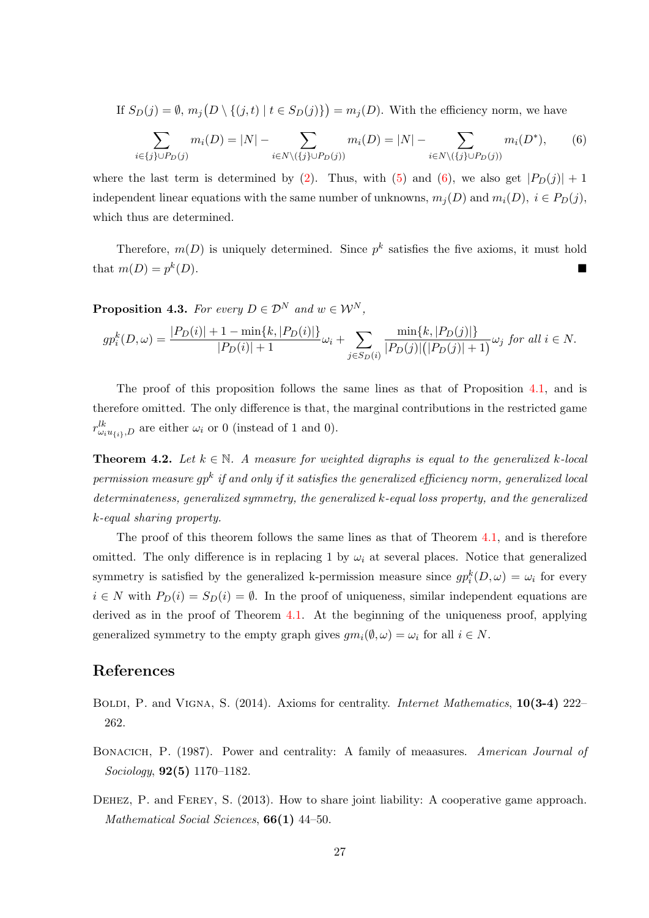If $S_D(j) = \emptyset$, $m_j\big(D \setminus \{(j,t) \mid t \in S_D(j)\}\big) = m_j(D)$. With the efficiency norm, we have

$$\sum_{i \in \{j\} \cup P_D(j)} m_i(D) = |N| - \sum_{i \in N \setminus (\{j\} \cup P_D(j))} m_i(D) = |N| - \sum_{i \in N \setminus (\{j\} \cup P_D(j))} m_i(D^*), \qquad (6)$$

where the last term is determined by (2). Thus, with (5) and (6), we also get $|P_D(j)| + 1$ independent linear equations with the same number of unknowns, $m_j(D)$ and $m_i(D)$, $i \in P_D(j)$, which thus are determined.

Therefore, $m(D)$ is uniquely determined. Since $p^k$ satisfies the five axioms, it must hold that $m(D) = p^k(D)$. ■

**Proposition 4.3.** *For every $D \in \mathcal{D}^N$ and $w \in \mathcal{W}^N$,*

$$gp_i^k(D, \omega) = \frac{|P_D(i)| + 1 - \min\{k, |P_D(i)|\}}{|P_D(i)| + 1}\omega_i + \sum_{j \in S_D(i)} \frac{\min\{k, |P_D(j)|\}}{|P_D(j)|\big(|P_D(j)| + 1\big)}\omega_j \text{ for all } i \in N.$$

The proof of this proposition follows the same lines as that of Proposition 4.1, and is therefore omitted. The only difference is that, the marginal contributions in the restricted game $r^{lk}_{\omega_i u_{\{i\}}, D}$ are either $\omega_i$ or 0 (instead of 1 and 0).

**Theorem 4.2.** *Let $k \in \mathbb{N}$. A measure for weighted digraphs is equal to the generalized k-local permission measure $gp^k$ if and only if it satisfies the generalized efficiency norm, generalized local determinateness, generalized symmetry, the generalized k-equal loss property, and the generalized k-equal sharing property.*

The proof of this theorem follows the same lines as that of Theorem 4.1, and is therefore omitted. The only difference is in replacing 1 by $\omega_i$ at several places. Notice that generalized symmetry is satisfied by the generalized k-permission measure since $gp_i^k(D, \omega) = \omega_i$ for every $i \in N$ with $P_D(i) = S_D(i) = \emptyset$. In the proof of uniqueness, similar independent equations are derived as in the proof of Theorem 4.1. At the beginning of the uniqueness proof, applying generalized symmetry to the empty graph gives $gm_i(\emptyset, \omega) = \omega_i$ for all $i \in N$.

## References

Boldi, P. and Vigna, S. (2014). Axioms for centrality. *Internet Mathematics*, **10(3-4)** 222–262.

Bonacich, P. (1987). Power and centrality: A family of meaasures. *American Journal of Sociology*, **92(5)** 1170–1182.

Dehez, P. and Ferey, S. (2013). How to share joint liability: A cooperative game approach. *Mathematical Social Sciences*, **66(1)** 44–50.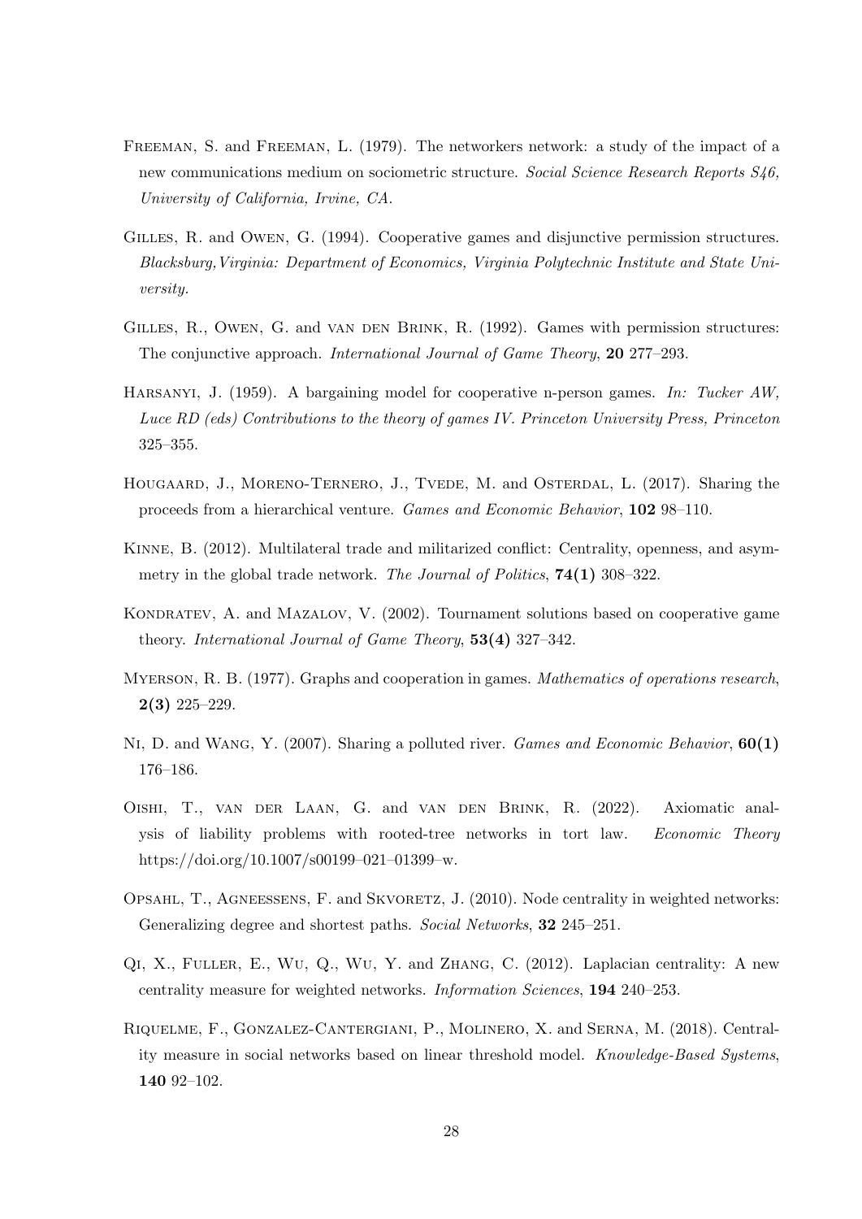Freeman, S. and Freeman, L. (1979). The networkers network: a study of the impact of a new communications medium on sociometric structure. *Social Science Research Reports S46, University of California, Irvine, CA.*

Gilles, R. and Owen, G. (1994). Cooperative games and disjunctive permission structures. *Blacksburg,Virginia: Department of Economics, Virginia Polytechnic Institute and State University.*

Gilles, R., Owen, G. and van den Brink, R. (1992). Games with permission structures: The conjunctive approach. *International Journal of Game Theory*, **20** 277–293.

Harsanyi, J. (1959). A bargaining model for cooperative n-person games. *In: Tucker AW, Luce RD (eds) Contributions to the theory of games IV. Princeton University Press, Princeton* 325–355.

Hougaard, J., Moreno-Ternero, J., Tvede, M. and Osterdal, L. (2017). Sharing the proceeds from a hierarchical venture. *Games and Economic Behavior*, **102** 98–110.

Kinne, B. (2012). Multilateral trade and militarized conflict: Centrality, openness, and asymmetry in the global trade network. *The Journal of Politics*, **74(1)** 308–322.

Kondratev, A. and Mazalov, V. (2002). Tournament solutions based on cooperative game theory. *International Journal of Game Theory*, **53(4)** 327–342.

Myerson, R. B. (1977). Graphs and cooperation in games. *Mathematics of operations research*, **2(3)** 225–229.

Ni, D. and Wang, Y. (2007). Sharing a polluted river. *Games and Economic Behavior*, **60(1)** 176–186.

Oishi, T., van der Laan, G. and van den Brink, R. (2022). Axiomatic analysis of liability problems with rooted-tree networks in tort law. *Economic Theory* https://doi.org/10.1007/s00199–021–01399–w.

Opsahl, T., Agneessens, F. and Skvoretz, J. (2010). Node centrality in weighted networks: Generalizing degree and shortest paths. *Social Networks*, **32** 245–251.

Qi, X., Fuller, E., Wu, Q., Wu, Y. and Zhang, C. (2012). Laplacian centrality: A new centrality measure for weighted networks. *Information Sciences*, **194** 240–253.

Riquelme, F., Gonzalez-Cantergiani, P., Molinero, X. and Serna, M. (2018). Centrality measure in social networks based on linear threshold model. *Knowledge-Based Systems*, **140** 92–102.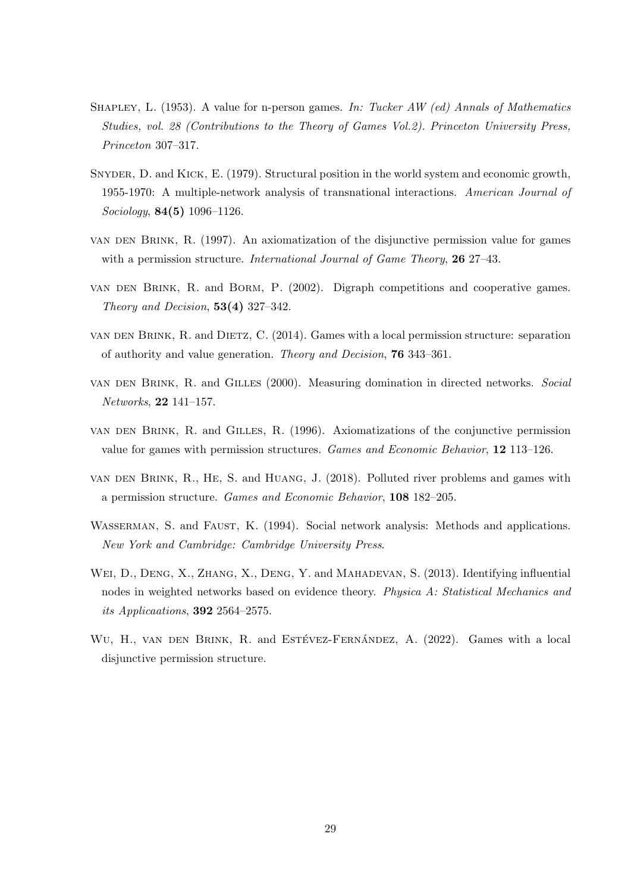Shapley, L. (1953). A value for n-person games. *In: Tucker AW (ed) Annals of Mathematics Studies, vol. 28 (Contributions to the Theory of Games Vol.2). Princeton University Press, Princeton* 307–317.

Snyder, D. and Kick, E. (1979). Structural position in the world system and economic growth, 1955-1970: A multiple-network analysis of transnational interactions. *American Journal of Sociology*, **84(5)** 1096–1126.

van den Brink, R. (1997). An axiomatization of the disjunctive permission value for games with a permission structure. *International Journal of Game Theory*, **26** 27–43.

van den Brink, R. and Borm, P. (2002). Digraph competitions and cooperative games. *Theory and Decision*, **53(4)** 327–342.

van den Brink, R. and Dietz, C. (2014). Games with a local permission structure: separation of authority and value generation. *Theory and Decision*, **76** 343–361.

van den Brink, R. and Gilles (2000). Measuring domination in directed networks. *Social Networks*, **22** 141–157.

van den Brink, R. and Gilles, R. (1996). Axiomatizations of the conjunctive permission value for games with permission structures. *Games and Economic Behavior*, **12** 113–126.

van den Brink, R., He, S. and Huang, J. (2018). Polluted river problems and games with a permission structure. *Games and Economic Behavior*, **108** 182–205.

Wasserman, S. and Faust, K. (1994). Social network analysis: Methods and applications. *New York and Cambridge: Cambridge University Press*.

Wei, D., Deng, X., Zhang, X., Deng, Y. and Mahadevan, S. (2013). Identifying influential nodes in weighted networks based on evidence theory. *Physica A: Statistical Mechanics and its Applicaations*, **392** 2564–2575.

Wu, H., van den Brink, R. and Estévez-Fernández, A. (2022). Games with a local disjunctive permission structure.